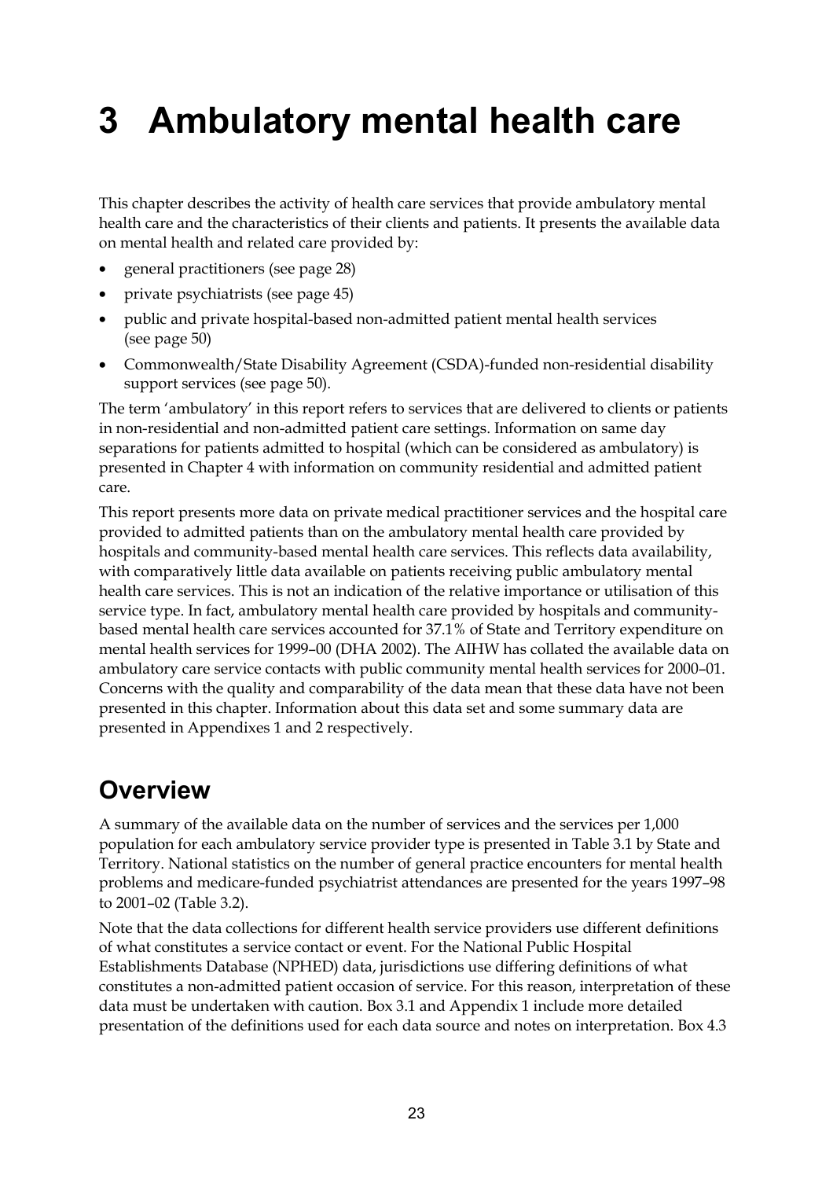# 3 Ambulatory mental health care

This chapter describes the activity of health care services that provide ambulatory mental health care and the characteristics of their clients and patients. It presents the available data on mental health and related care provided by:

- general practitioners (see page 28)
- private psychiatrists (see page 45)
- public and private hospital-based non-admitted patient mental health services (see page 50)
- Commonwealth/State Disability Agreement (CSDA)-funded non-residential disability support services (see page 50).

The term 'ambulatory' in this report refers to services that are delivered to clients or patients in non-residential and non-admitted patient care settings. Information on same day separations for patients admitted to hospital (which can be considered as ambulatory) is presented in Chapter 4 with information on community residential and admitted patient care.

This report presents more data on private medical practitioner services and the hospital care provided to admitted patients than on the ambulatory mental health care provided by hospitals and community-based mental health care services. This reflects data availability, with comparatively little data available on patients receiving public ambulatory mental health care services. This is not an indication of the relative importance or utilisation of this service type. In fact, ambulatory mental health care provided by hospitals and community-based mental health care services accounted for 37.1% of State and Territory expenditure on mental health services for 1999–00 (DHA 2002). The AIHW has collated the available data on ambulatory care service contacts with public community mental health services for 2000–01. Concerns with the quality and comparability of the data mean that these data have not been presented in this chapter. Information about this data set and some summary data are presented in Appendixes 1 and 2 respectively.

## Overview

A summary of the available data on the number of services and the services per 1,000 population for each ambulatory service provider type is presented in Table 3.1 by State and Territory. National statistics on the number of general practice encounters for mental health problems and medicare-funded psychiatrist attendances are presented for the years 1997–98 to 2001–02 (Table 3.2).

Note that the data collections for different health service providers use different definitions of what constitutes a service contact or event. For the National Public Hospital Establishments Database (NPHED) data, jurisdictions use differing definitions of what constitutes a non-admitted patient occasion of service. For this reason, interpretation of these data must be undertaken with caution. Box 3.1 and Appendix 1 include more detailed presentation of the definitions used for each data source and notes on interpretation. Box 4.3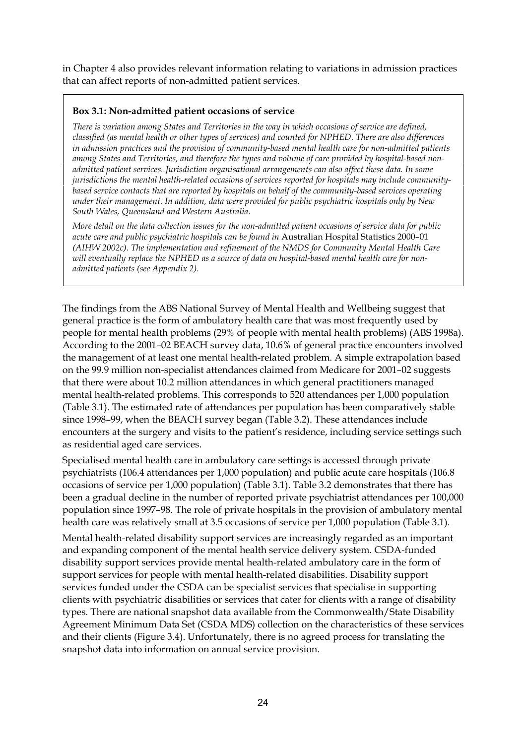in Chapter 4 also provides relevant information relating to variations in admission practices that can affect reports of non-admitted patient services.

> **Box 3.1: Non-admitted patient occasions of service**
>
> *There is variation among States and Territories in the way in which occasions of service are defined, classified (as mental health or other types of services) and counted for NPHED. There are also differences in admission practices and the provision of community-based mental health care for non-admitted patients among States and Territories, and therefore the types and volume of care provided by hospital-based non-admitted patient services. Jurisdiction organisational arrangements can also affect these data. In some jurisdictions the mental health-related occasions of services reported for hospitals may include community-based service contacts that are reported by hospitals on behalf of the community-based services operating under their management. In addition, data were provided for public psychiatric hospitals only by New South Wales, Queensland and Western Australia.*
>
> *More detail on the data collection issues for the non-admitted patient occasions of service data for public acute care and public psychiatric hospitals can be found in* Australian Hospital Statistics 2000–01 *(AIHW 2002c). The implementation and refinement of the NMDS for Community Mental Health Care will eventually replace the NPHED as a source of data on hospital-based mental health care for non-admitted patients (see Appendix 2).*

The findings from the ABS National Survey of Mental Health and Wellbeing suggest that general practice is the form of ambulatory health care that was most frequently used by people for mental health problems (29% of people with mental health problems) (ABS 1998a). According to the 2001–02 BEACH survey data, 10.6% of general practice encounters involved the management of at least one mental health-related problem. A simple extrapolation based on the 99.9 million non-specialist attendances claimed from Medicare for 2001–02 suggests that there were about 10.2 million attendances in which general practitioners managed mental health-related problems. This corresponds to 520 attendances per 1,000 population (Table 3.1). The estimated rate of attendances per population has been comparatively stable since 1998–99, when the BEACH survey began (Table 3.2). These attendances include encounters at the surgery and visits to the patient's residence, including service settings such as residential aged care services.

Specialised mental health care in ambulatory care settings is accessed through private psychiatrists (106.4 attendances per 1,000 population) and public acute care hospitals (106.8 occasions of service per 1,000 population) (Table 3.1). Table 3.2 demonstrates that there has been a gradual decline in the number of reported private psychiatrist attendances per 100,000 population since 1997–98. The role of private hospitals in the provision of ambulatory mental health care was relatively small at 3.5 occasions of service per 1,000 population (Table 3.1).

Mental health-related disability support services are increasingly regarded as an important and expanding component of the mental health service delivery system. CSDA-funded disability support services provide mental health-related ambulatory care in the form of support services for people with mental health-related disabilities. Disability support services funded under the CSDA can be specialist services that specialise in supporting clients with psychiatric disabilities or services that cater for clients with a range of disability types. There are national snapshot data available from the Commonwealth/State Disability Agreement Minimum Data Set (CSDA MDS) collection on the characteristics of these services and their clients (Figure 3.4). Unfortunately, there is no agreed process for translating the snapshot data into information on annual service provision.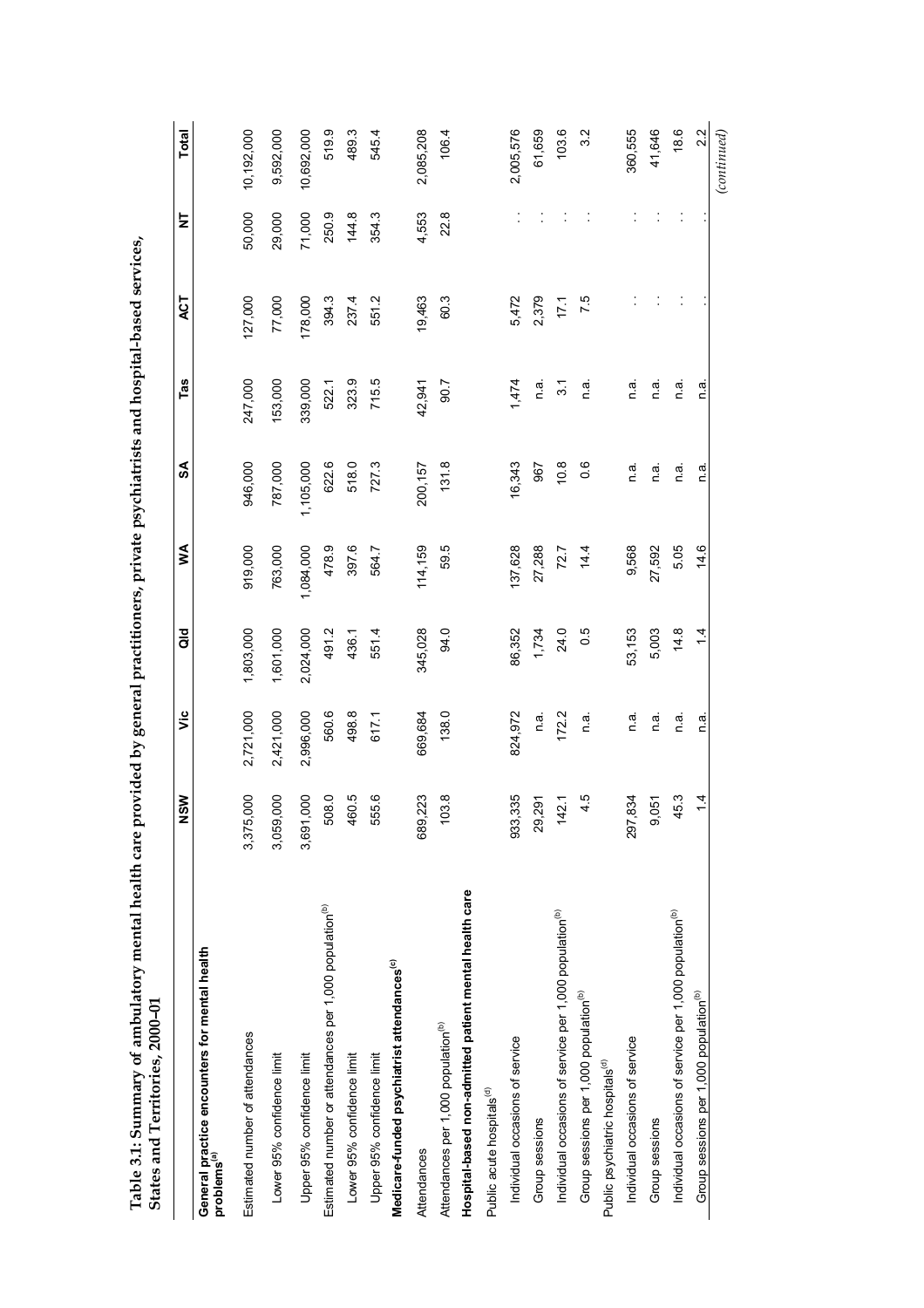**Table 3.1: Summary of ambulatory mental health care provided by general practitioners, private psychiatrists and hospital-based services, States and Territories, 2000–01**

| | NSW | Vic | Qld | WA | SA | Tas | ACT | NT | Total |
|---|---|---|---|---|---|---|---|---|---|
| **General practice encounters for mental health problems[a]** | | | | | | | | | |
| Estimated number of attendances | 3,375,000 | 2,721,000 | 1,803,000 | 919,000 | 946,000 | 247,000 | 127,000 | 50,000 | 10,192,000 |
| Lower 95% confidence limit | 3,059,000 | 2,421,000 | 1,601,000 | 763,000 | 787,000 | 153,000 | 77,000 | 29,000 | 9,592,000 |
| Upper 95% confidence limit | 3,691,000 | 2,996,000 | 2,024,000 | 1,084,000 | 1,105,000 | 339,000 | 178,000 | 71,000 | 10,692,000 |
| Estimated number or attendances per 1,000 population[b] | 508.0 | 560.6 | 491.2 | 478.9 | 622.6 | 522.1 | 394.3 | 250.9 | 519.9 |
| Lower 95% confidence limit | 460.5 | 498.8 | 436.1 | 397.6 | 518.0 | 323.9 | 237.4 | 144.8 | 489.3 |
| Upper 95% confidence limit | 555.6 | 617.1 | 551.4 | 564.7 | 727.3 | 715.5 | 551.2 | 354.3 | 545.4 |
| **Medicare-funded psychiatrist attendances[c]** | | | | | | | | | |
| Attendances | 689,223 | 669,684 | 345,028 | 114,159 | 200,157 | 42,941 | 19,463 | 4,553 | 2,085,208 |
| Attendances per 1,000 population[b] | 103.8 | 138.0 | 94.0 | 59.5 | 131.8 | 90.7 | 60.3 | 22.8 | 106.4 |
| **Hospital-based non-admitted patient mental health care** | | | | | | | | | |
| Public acute hospitals[d] | | | | | | | | | |
| Individual occasions of service | 933,335 | 824,972 | 86,352 | 137,628 | 16,343 | 1,474 | 5,472 | . . | 2,005,576 |
| Group sessions | 29,291 | n.a. | 1,734 | 27,288 | 967 | n.a. | 2,379 | . . | 61,659 |
| Individual occasions of service per 1,000 population[b] | 142.1 | 172.2 | 24.0 | 72.7 | 10.8 | 3.1 | 17.1 | . . | 103.6 |
| Group sessions per 1,000 population[b] | 4.5 | n.a. | 0.5 | 14.4 | 0.6 | n.a. | 7.5 | . . | 3.2 |
| Public psychiatric hospitals[d] | | | | | | | | | |
| Individual occasions of service | 297,834 | n.a. | 53,153 | 9,568 | n.a. | n.a. | . . | . . | 360,555 |
| Group sessions | 9,051 | n.a. | 5,003 | 27,592 | n.a. | n.a. | . . | . . | 41,646 |
| Individual occasions of service per 1,000 population[b] | 45.3 | n.a. | 14.8 | 5.05 | n.a. | n.a. | . . | . . | 18.6 |
| Group sessions per 1,000 population[b] | 1.4 | n.a. | 1.4 | 14.6 | n.a. | n.a. | . . | . . | 2.2 |

*(continued)*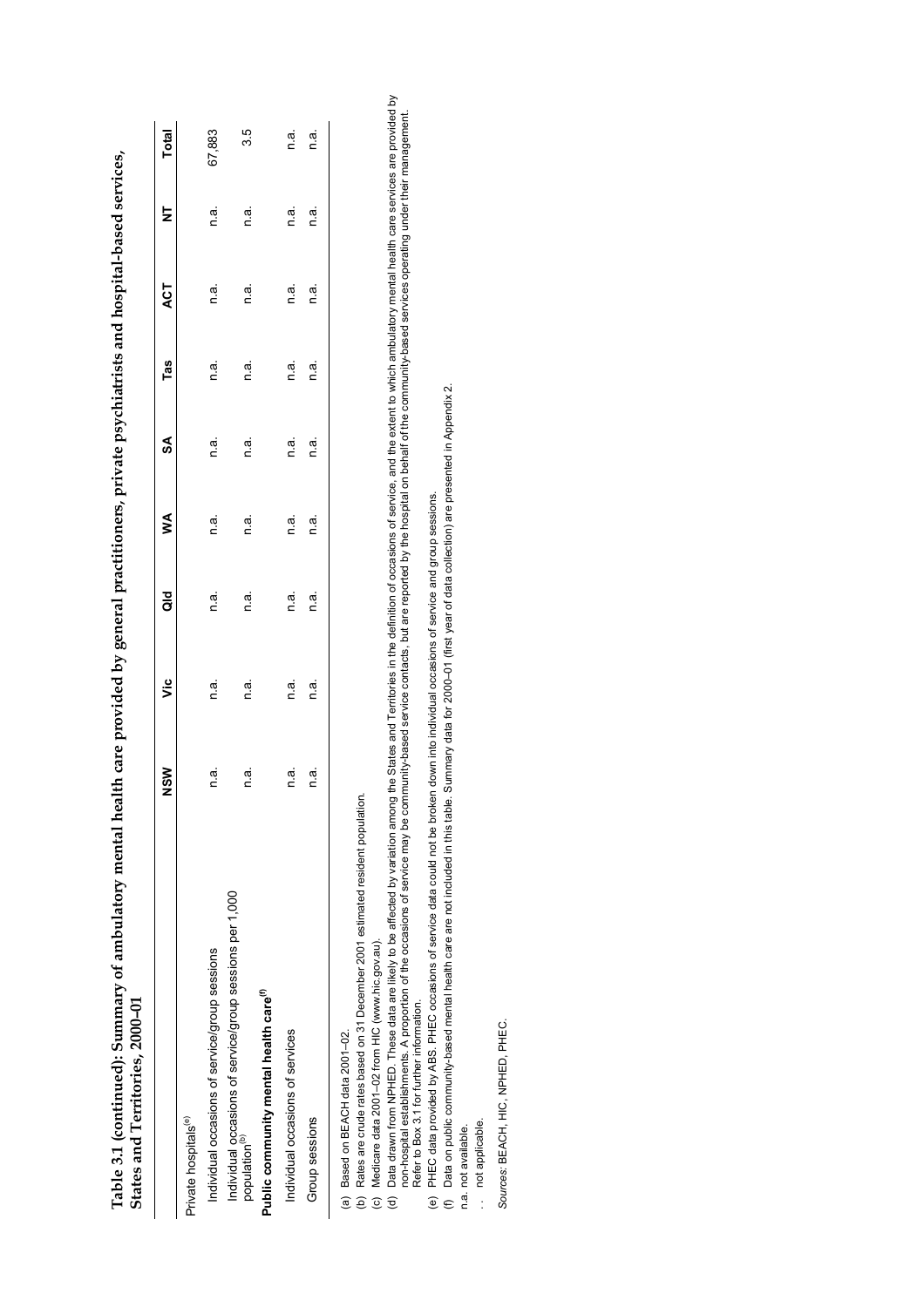**Table 3.1 (continued): Summary of ambulatory mental health care provided by general practitioners, private psychiatrists and hospital-based services, States and Territories, 2000–01**

| | NSW | Vic | Qld | WA | SA | Tas | ACT | NT | Total |
|---|---|---|---|---|---|---|---|---|---|
| Private hospitals[(e)] | | | | | | | | | |
| Individual occasions of service/group sessions | n.a. | n.a. | n.a. | n.a. | n.a. | n.a. | n.a. | n.a. | 67,883 |
| Individual occasions of service/group sessions per 1,000 population[(b)] | n.a. | n.a. | n.a. | n.a. | n.a. | n.a. | n.a. | n.a. | 3.5 |
| **Public community mental health care[(f)]** | | | | | | | | | |
| Individual occasions of services | n.a. | n.a. | n.a. | n.a. | n.a. | n.a. | n.a. | n.a. | n.a. |
| Group sessions | n.a. | n.a. | n.a. | n.a. | n.a. | n.a. | n.a. | n.a. | n.a. |

(a) Based on BEACH data 2001–02.

(b) Rates are crude rates based on 31 December 2001 estimated resident population.

(c) Medicare data 2001–02 from HIC (www.hic.gov.au).

(d) Data drawn from NPHED. These data are likely to be affected by variation among the States and Territories in the definition of occasions of service, and the extent to which ambulatory mental health care services are provided by non-hospital establishments. A proportion of the occasions of service may be community-based service contacts, but are reported by the hospital on behalf of the community-based services operating under their management. Refer to Box 3.1 for further information.

(e) PHEC data provided by ABS. PHEC occasions of service data could not be broken down into individual occasions of service and group sessions.

(f) Data on public community-based mental health care are not included in this table. Summary data for 2000–01 (first year of data collection) are presented in Appendix 2.

n.a. not available.

. . not applicable.

*Sources*: BEACH, HIC, NPHED, PHEC.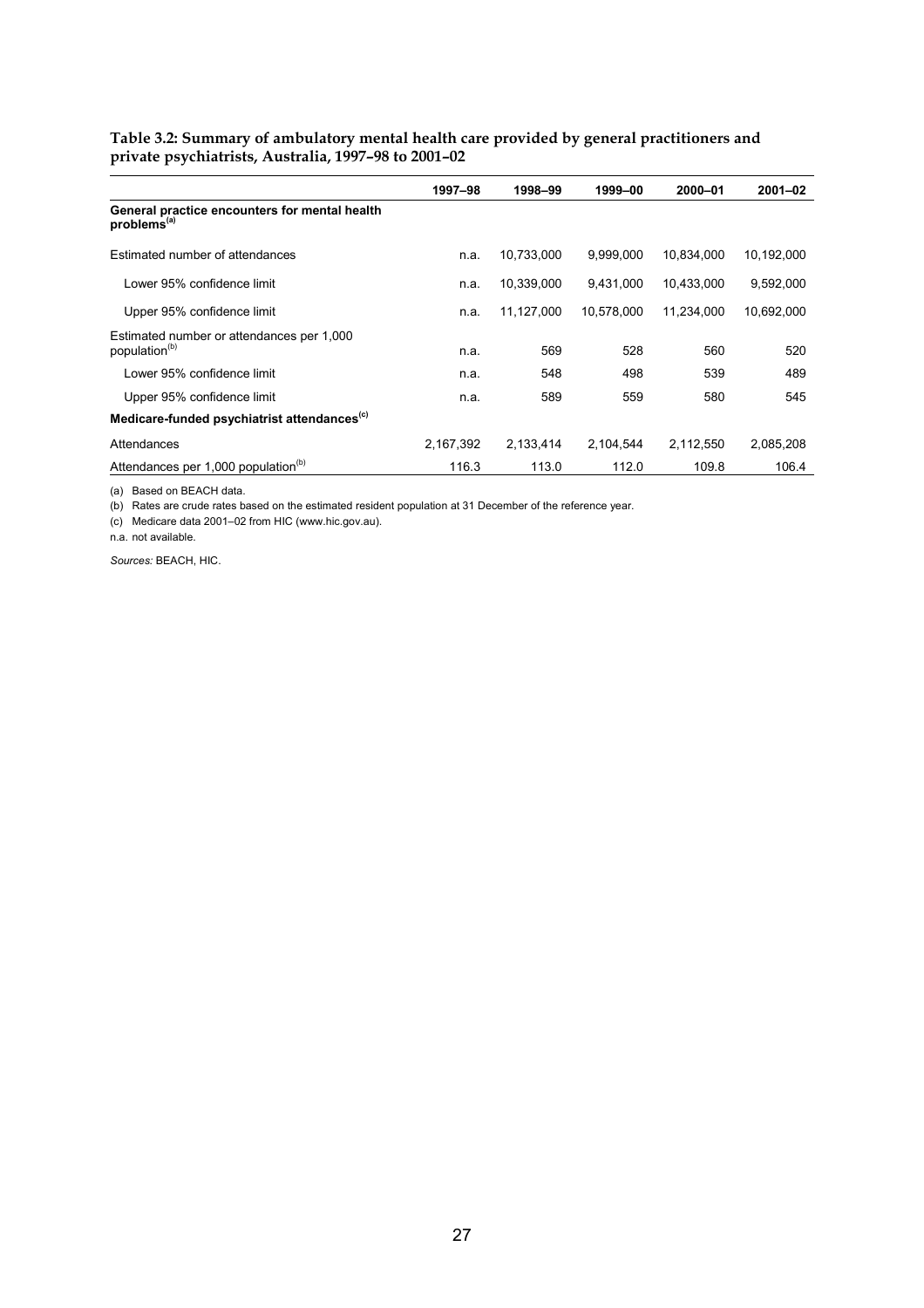**Table 3.2: Summary of ambulatory mental health care provided by general practitioners and private psychiatrists, Australia, 1997–98 to 2001–02**

| | 1997–98 | 1998–99 | 1999–00 | 2000–01 | 2001–02 |
|---|---|---|---|---|---|
| **General practice encounters for mental health problems[(a)]** | | | | | |
| Estimated number of attendances | n.a. | 10,733,000 | 9,999,000 | 10,834,000 | 10,192,000 |
| Lower 95% confidence limit | n.a. | 10,339,000 | 9,431,000 | 10,433,000 | 9,592,000 |
| Upper 95% confidence limit | n.a. | 11,127,000 | 10,578,000 | 11,234,000 | 10,692,000 |
| Estimated number or attendances per 1,000 population[(b)] | n.a. | 569 | 528 | 560 | 520 |
| Lower 95% confidence limit | n.a. | 548 | 498 | 539 | 489 |
| Upper 95% confidence limit | n.a. | 589 | 559 | 580 | 545 |
| **Medicare-funded psychiatrist attendances[(c)]** | | | | | |
| Attendances | 2,167,392 | 2,133,414 | 2,104,544 | 2,112,550 | 2,085,208 |
| Attendances per 1,000 population[(b)] | 116.3 | 113.0 | 112.0 | 109.8 | 106.4 |

(a) Based on BEACH data.

(b) Rates are crude rates based on the estimated resident population at 31 December of the reference year.

(c) Medicare data 2001–02 from HIC (www.hic.gov.au).

n.a. not available.

*Sources:* BEACH, HIC.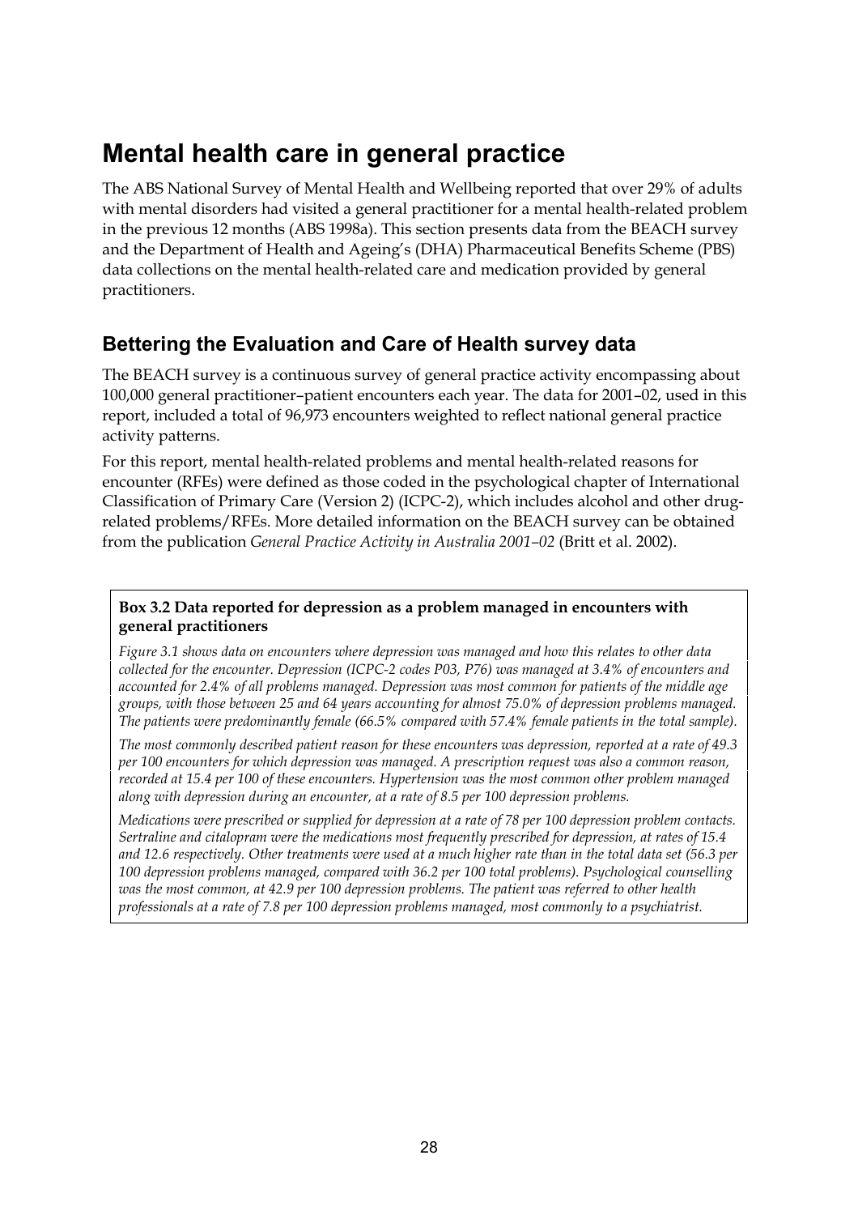# Mental health care in general practice

The ABS National Survey of Mental Health and Wellbeing reported that over 29% of adults with mental disorders had visited a general practitioner for a mental health-related problem in the previous 12 months (ABS 1998a). This section presents data from the BEACH survey and the Department of Health and Ageing's (DHA) Pharmaceutical Benefits Scheme (PBS) data collections on the mental health-related care and medication provided by general practitioners.

## Bettering the Evaluation and Care of Health survey data

The BEACH survey is a continuous survey of general practice activity encompassing about 100,000 general practitioner–patient encounters each year. The data for 2001–02, used in this report, included a total of 96,973 encounters weighted to reflect national general practice activity patterns.

For this report, mental health-related problems and mental health-related reasons for encounter (RFEs) were defined as those coded in the psychological chapter of International Classification of Primary Care (Version 2) (ICPC-2), which includes alcohol and other drug-related problems/RFEs. More detailed information on the BEACH survey can be obtained from the publication *General Practice Activity in Australia 2001–02* (Britt et al. 2002).

**Box 3.2 Data reported for depression as a problem managed in encounters with general practitioners**

*Figure 3.1 shows data on encounters where depression was managed and how this relates to other data collected for the encounter. Depression (ICPC-2 codes P03, P76) was managed at 3.4% of encounters and accounted for 2.4% of all problems managed. Depression was most common for patients of the middle age groups, with those between 25 and 64 years accounting for almost 75.0% of depression problems managed. The patients were predominantly female (66.5% compared with 57.4% female patients in the total sample).*

*The most commonly described patient reason for these encounters was depression, reported at a rate of 49.3 per 100 encounters for which depression was managed. A prescription request was also a common reason, recorded at 15.4 per 100 of these encounters. Hypertension was the most common other problem managed along with depression during an encounter, at a rate of 8.5 per 100 depression problems.*

*Medications were prescribed or supplied for depression at a rate of 78 per 100 depression problem contacts. Sertraline and citalopram were the medications most frequently prescribed for depression, at rates of 15.4 and 12.6 respectively. Other treatments were used at a much higher rate than in the total data set (56.3 per 100 depression problems managed, compared with 36.2 per 100 total problems). Psychological counselling was the most common, at 42.9 per 100 depression problems. The patient was referred to other health professionals at a rate of 7.8 per 100 depression problems managed, most commonly to a psychiatrist.*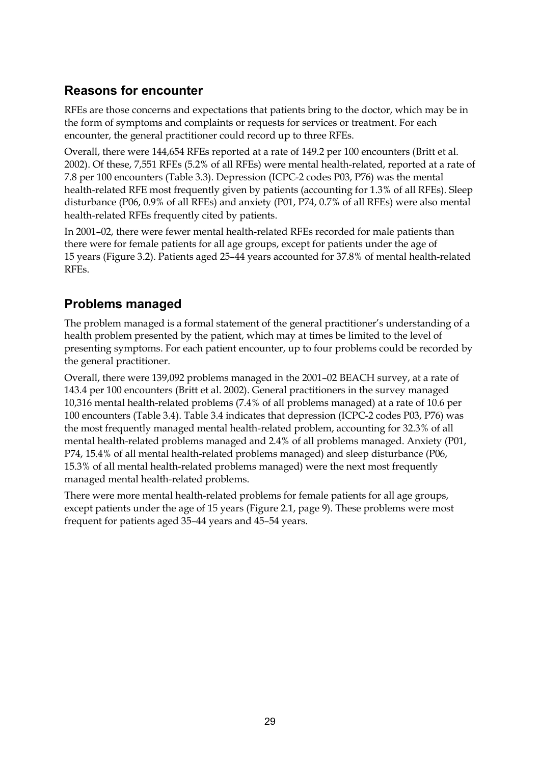## Reasons for encounter

RFEs are those concerns and expectations that patients bring to the doctor, which may be in the form of symptoms and complaints or requests for services or treatment. For each encounter, the general practitioner could record up to three RFEs.

Overall, there were 144,654 RFEs reported at a rate of 149.2 per 100 encounters (Britt et al. 2002). Of these, 7,551 RFEs (5.2% of all RFEs) were mental health-related, reported at a rate of 7.8 per 100 encounters (Table 3.3). Depression (ICPC-2 codes P03, P76) was the mental health-related RFE most frequently given by patients (accounting for 1.3% of all RFEs). Sleep disturbance (P06, 0.9% of all RFEs) and anxiety (P01, P74, 0.7% of all RFEs) were also mental health-related RFEs frequently cited by patients.

In 2001–02, there were fewer mental health-related RFEs recorded for male patients than there were for female patients for all age groups, except for patients under the age of 15 years (Figure 3.2). Patients aged 25–44 years accounted for 37.8% of mental health-related RFEs.

## Problems managed

The problem managed is a formal statement of the general practitioner's understanding of a health problem presented by the patient, which may at times be limited to the level of presenting symptoms. For each patient encounter, up to four problems could be recorded by the general practitioner.

Overall, there were 139,092 problems managed in the 2001–02 BEACH survey, at a rate of 143.4 per 100 encounters (Britt et al. 2002). General practitioners in the survey managed 10,316 mental health-related problems (7.4% of all problems managed) at a rate of 10.6 per 100 encounters (Table 3.4). Table 3.4 indicates that depression (ICPC-2 codes P03, P76) was the most frequently managed mental health-related problem, accounting for 32.3% of all mental health-related problems managed and 2.4% of all problems managed. Anxiety (P01, P74, 15.4% of all mental health-related problems managed) and sleep disturbance (P06, 15.3% of all mental health-related problems managed) were the next most frequently managed mental health-related problems.

There were more mental health-related problems for female patients for all age groups, except patients under the age of 15 years (Figure 2.1, page 9). These problems were most frequent for patients aged 35–44 years and 45–54 years.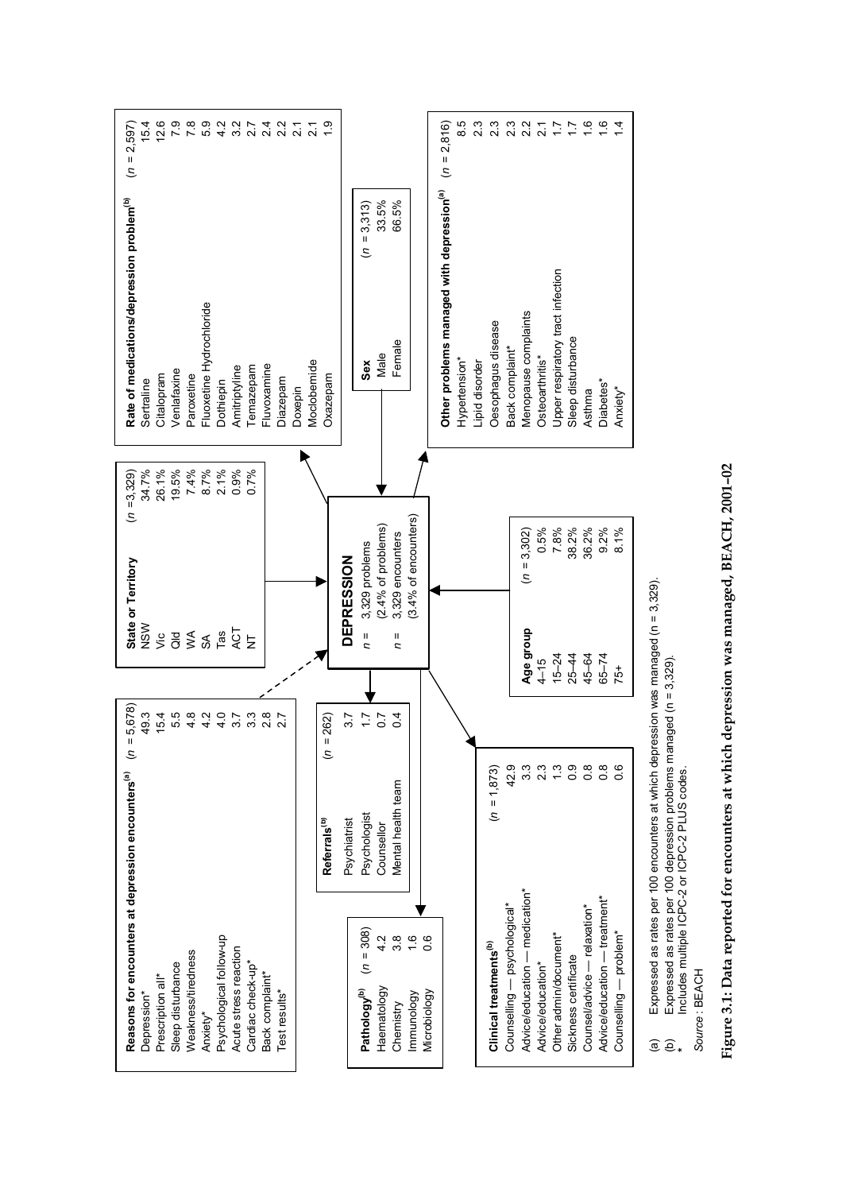**DEPRESSION**

n = 3,329 problems (2.4% of problems)

n = 3,329 encounters (3.4% of encounters)

| Reasons for encounters at depression encounters[(a)] | (n = 5,678) |
|---|---|
| Depression* | 49.3 |
| Prescription all* | 15.4 |
| Sleep disturbance | 5.5 |
| Weakness/tiredness | 4.8 |
| Anxiety* | 4.2 |
| Psychological follow-up | 4.0 |
| Acute stress reaction | 3.7 |
| Cardiac check-up* | 3.3 |
| Back complaint* | 2.8 |
| Test results* | 2.7 |

| State or Territory | (n = 3,329) |
|---|---|
| NSW | 34.7% |
| Vic | 26.1% |
| Qld | 19.5% |
| WA | 7.4% |
| SA | 8.7% |
| Tas | 2.1% |
| ACT | 0.9% |
| NT | 0.7% |

| Rate of medications/depression problem[(b)] | (n = 2,597) |
|---|---|
| Sertraline | 15.4 |
| Citalopram | 12.6 |
| Venlafaxine | 7.9 |
| Paroxetine | 7.8 |
| Fluoxetine Hydrochloride | 5.9 |
| Dothiepin | 4.2 |
| Amitriptyline | 3.2 |
| Temazepam | 2.7 |
| Fluvoxamine | 2.4 |
| Diazepam | 2.2 |
| Doxepin | 2.1 |
| Moclobemide | 2.1 |
| Oxazepam | 1.9 |

| Sex | (n = 3,313) |
|---|---|
| Male | 33.5% |
| Female | 66.5% |

| Other problems managed with depression[(a)] | (n = 2,816) |
|---|---|
| Hypertension* | 8.5 |
| Lipid disorder | 2.3 |
| Oesophagus disease | 2.3 |
| Back complaint* | 2.3 |
| Menopause complaints | 2.2 |
| Osteoarthritis* | 2.1 |
| Upper respiratory tract infection | 1.7 |
| Sleep disturbance | 1.7 |
| Asthma | 1.6 |
| Diabetes* | 1.6 |
| Anxiety* | 1.4 |

| Referrals[(b)] | (n = 262) |
|---|---|
| Psychiatrist | 3.7 |
| Psychologist | 1.7 |
| Counsellor | 0.7 |
| Mental health team | 0.4 |

| Pathology[(b)] | (n = 308) |
|---|---|
| Haematology | 4.2 |
| Chemistry | 3.8 |
| Immunology | 1.6 |
| Microbiology | 0.6 |

| Clinical treatments[(b)] | (n = 1,873) |
|---|---|
| Counselling — psychological* | 42.9 |
| Advice/education — medication* | 3.3 |
| Advice/education* | 2.3 |
| Other admin/document* | 1.3 |
| Sickness certificate | 0.9 |
| Counsel/advice — relaxation* | 0.8 |
| Advice/education — treatment* | 0.8 |
| Counselling — problem* | 0.6 |

| Age group | (n = 3,302) |
|---|---|
| 4–15 | 0.5% |
| 15–24 | 7.8% |
| 25–44 | 38.2% |
| 45–64 | 36.2% |
| 65–74 | 9.2% |
| 75+ | 8.1% |

(a) Expressed as rates per 100 encounters at which depression was managed (n = 3,329).

(b) Expressed as rates per 100 depression problems managed (n = 3,329).

\* Includes multiple ICPC-2 or ICPC-2 PLUS codes.

*Source*: BEACH

**Figure 3.1: Data reported for encounters at which depression was managed, BEACH, 2001–02**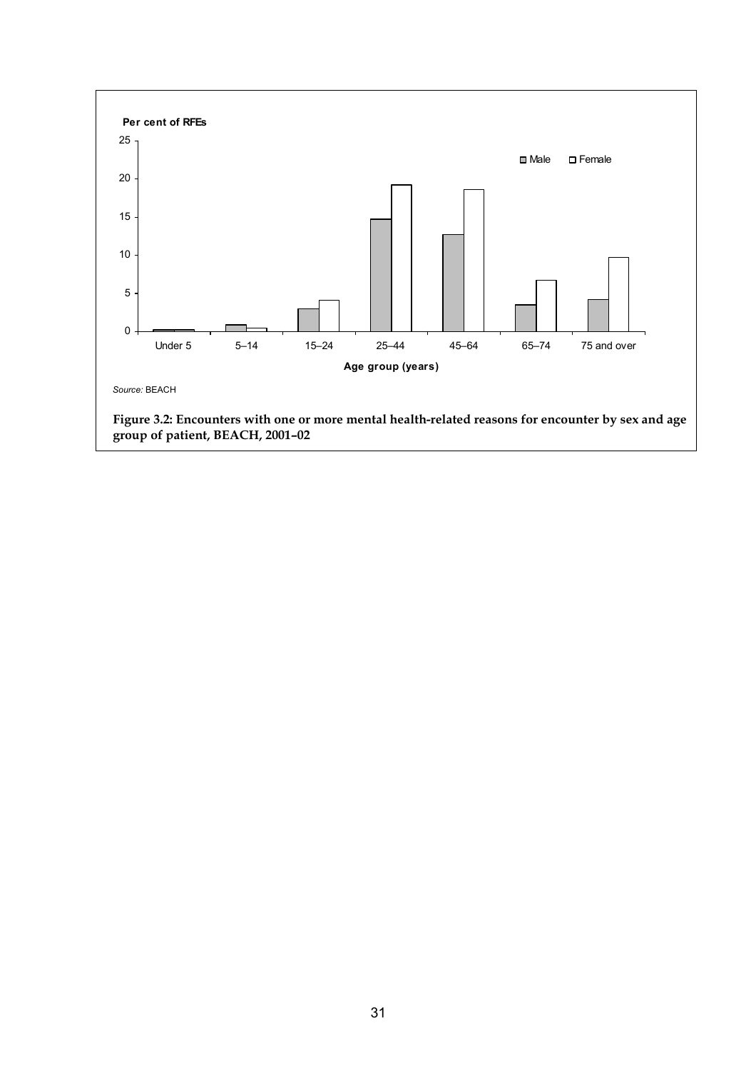Per cent of RFEs

Source: BEACH

**Figure 3.2: Encounters with one or more mental health-related reasons for encounter by sex and age group of patient, BEACH, 2001–02**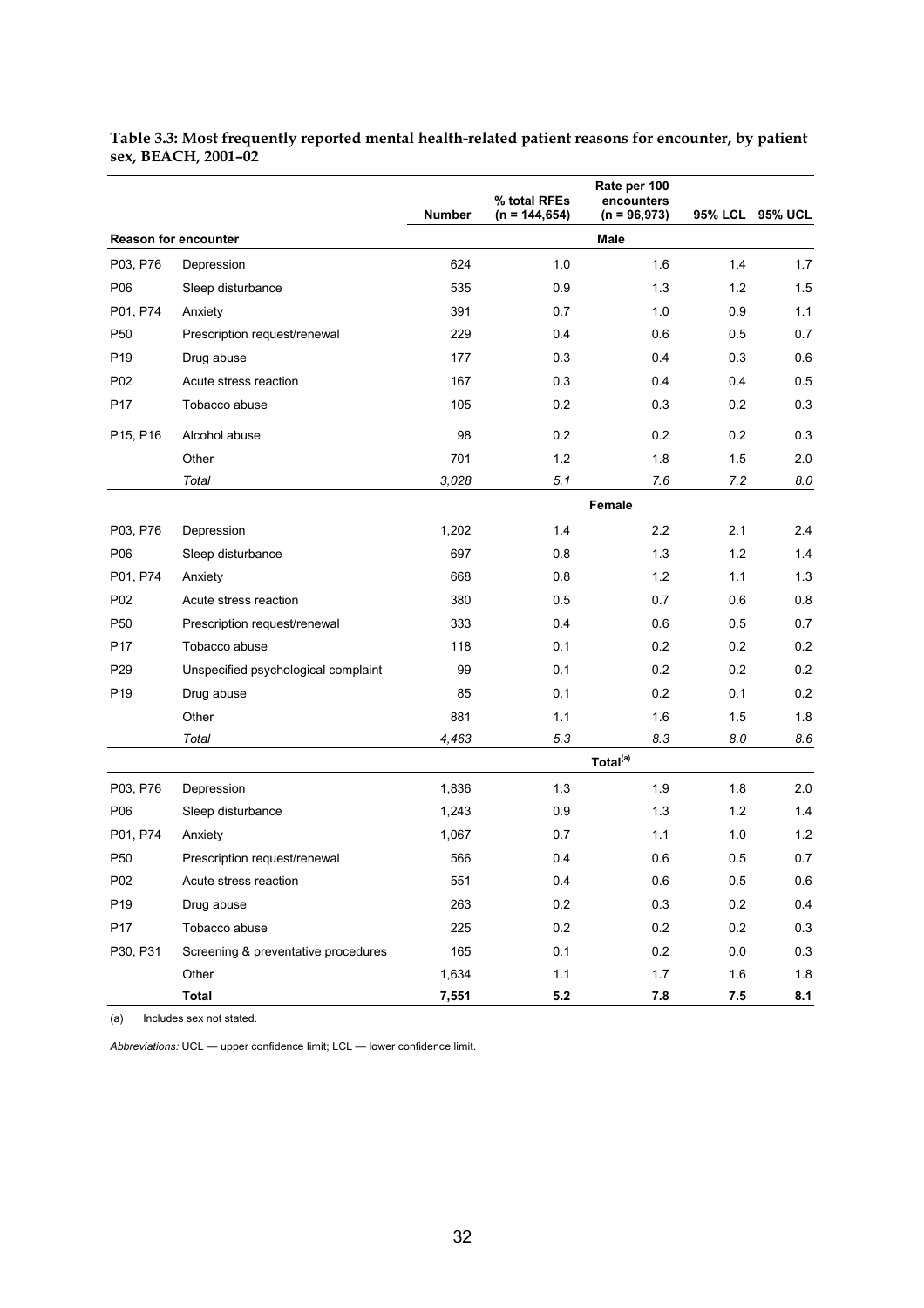**Table 3.3: Most frequently reported mental health-related patient reasons for encounter, by patient sex, BEACH, 2001–02**

| Reason for encounter | | Number | % total RFEs (n = 144,654) | Rate per 100 encounters (n = 96,973) | 95% LCL | 95% UCL |
|---|---|---|---|---|---|---|
| | | | | **Male** | | |
| P03, P76 | Depression | 624 | 1.0 | 1.6 | 1.4 | 1.7 |
| P06 | Sleep disturbance | 535 | 0.9 | 1.3 | 1.2 | 1.5 |
| P01, P74 | Anxiety | 391 | 0.7 | 1.0 | 0.9 | 1.1 |
| P50 | Prescription request/renewal | 229 | 0.4 | 0.6 | 0.5 | 0.7 |
| P19 | Drug abuse | 177 | 0.3 | 0.4 | 0.3 | 0.6 |
| P02 | Acute stress reaction | 167 | 0.3 | 0.4 | 0.4 | 0.5 |
| P17 | Tobacco abuse | 105 | 0.2 | 0.3 | 0.2 | 0.3 |
| P15, P16 | Alcohol abuse | 98 | 0.2 | 0.2 | 0.2 | 0.3 |
| | Other | 701 | 1.2 | 1.8 | 1.5 | 2.0 |
| | *Total* | *3,028* | *5.1* | *7.6* | *7.2* | *8.0* |
| | | | | **Female** | | |
| P03, P76 | Depression | 1,202 | 1.4 | 2.2 | 2.1 | 2.4 |
| P06 | Sleep disturbance | 697 | 0.8 | 1.3 | 1.2 | 1.4 |
| P01, P74 | Anxiety | 668 | 0.8 | 1.2 | 1.1 | 1.3 |
| P02 | Acute stress reaction | 380 | 0.5 | 0.7 | 0.6 | 0.8 |
| P50 | Prescription request/renewal | 333 | 0.4 | 0.6 | 0.5 | 0.7 |
| P17 | Tobacco abuse | 118 | 0.1 | 0.2 | 0.2 | 0.2 |
| P29 | Unspecified psychological complaint | 99 | 0.1 | 0.2 | 0.2 | 0.2 |
| P19 | Drug abuse | 85 | 0.1 | 0.2 | 0.1 | 0.2 |
| | Other | 881 | 1.1 | 1.6 | 1.5 | 1.8 |
| | *Total* | *4,463* | *5.3* | *8.3* | *8.0* | *8.6* |
| | | | | **Total[(a)]** | | |
| P03, P76 | Depression | 1,836 | 1.3 | 1.9 | 1.8 | 2.0 |
| P06 | Sleep disturbance | 1,243 | 0.9 | 1.3 | 1.2 | 1.4 |
| P01, P74 | Anxiety | 1,067 | 0.7 | 1.1 | 1.0 | 1.2 |
| P50 | Prescription request/renewal | 566 | 0.4 | 0.6 | 0.5 | 0.7 |
| P02 | Acute stress reaction | 551 | 0.4 | 0.6 | 0.5 | 0.6 |
| P19 | Drug abuse | 263 | 0.2 | 0.3 | 0.2 | 0.4 |
| P17 | Tobacco abuse | 225 | 0.2 | 0.2 | 0.2 | 0.3 |
| P30, P31 | Screening & preventative procedures | 165 | 0.1 | 0.2 | 0.0 | 0.3 |
| | Other | 1,634 | 1.1 | 1.7 | 1.6 | 1.8 |
| | **Total** | **7,551** | **5.2** | **7.8** | **7.5** | **8.1** |

(a) Includes sex not stated.

*Abbreviations:* UCL — upper confidence limit; LCL — lower confidence limit.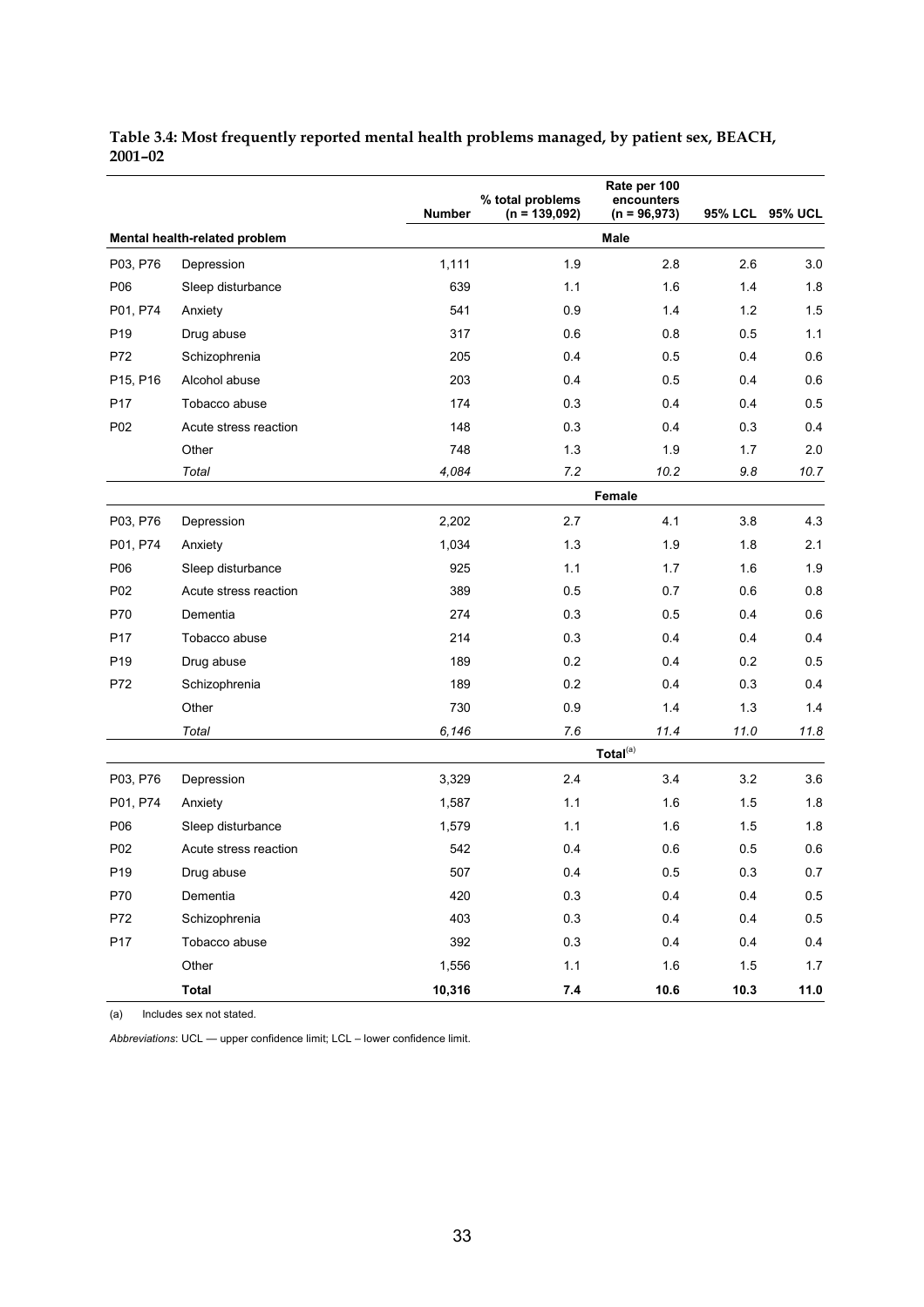**Table 3.4: Most frequently reported mental health problems managed, by patient sex, BEACH, 2001–02**

| | | Number | % total problems (n = 139,092) | Rate per 100 encounters (n = 96,973) | 95% LCL | 95% UCL |
|---|---|---|---|---|---|---|
| **Mental health-related problem** | | | | **Male** | | |
| P03, P76 | Depression | 1,111 | 1.9 | 2.8 | 2.6 | 3.0 |
| P06 | Sleep disturbance | 639 | 1.1 | 1.6 | 1.4 | 1.8 |
| P01, P74 | Anxiety | 541 | 0.9 | 1.4 | 1.2 | 1.5 |
| P19 | Drug abuse | 317 | 0.6 | 0.8 | 0.5 | 1.1 |
| P72 | Schizophrenia | 205 | 0.4 | 0.5 | 0.4 | 0.6 |
| P15, P16 | Alcohol abuse | 203 | 0.4 | 0.5 | 0.4 | 0.6 |
| P17 | Tobacco abuse | 174 | 0.3 | 0.4 | 0.4 | 0.5 |
| P02 | Acute stress reaction | 148 | 0.3 | 0.4 | 0.3 | 0.4 |
| | Other | 748 | 1.3 | 1.9 | 1.7 | 2.0 |
| | *Total* | *4,084* | *7.2* | *10.2* | *9.8* | *10.7* |
| | | | | **Female** | | |
| P03, P76 | Depression | 2,202 | 2.7 | 4.1 | 3.8 | 4.3 |
| P01, P74 | Anxiety | 1,034 | 1.3 | 1.9 | 1.8 | 2.1 |
| P06 | Sleep disturbance | 925 | 1.1 | 1.7 | 1.6 | 1.9 |
| P02 | Acute stress reaction | 389 | 0.5 | 0.7 | 0.6 | 0.8 |
| P70 | Dementia | 274 | 0.3 | 0.5 | 0.4 | 0.6 |
| P17 | Tobacco abuse | 214 | 0.3 | 0.4 | 0.4 | 0.4 |
| P19 | Drug abuse | 189 | 0.2 | 0.4 | 0.2 | 0.5 |
| P72 | Schizophrenia | 189 | 0.2 | 0.4 | 0.3 | 0.4 |
| | Other | 730 | 0.9 | 1.4 | 1.3 | 1.4 |
| | *Total* | *6,146* | *7.6* | *11.4* | *11.0* | *11.8* |
| | | | | **Total**[(a)] | | |
| P03, P76 | Depression | 3,329 | 2.4 | 3.4 | 3.2 | 3.6 |
| P01, P74 | Anxiety | 1,587 | 1.1 | 1.6 | 1.5 | 1.8 |
| P06 | Sleep disturbance | 1,579 | 1.1 | 1.6 | 1.5 | 1.8 |
| P02 | Acute stress reaction | 542 | 0.4 | 0.6 | 0.5 | 0.6 |
| P19 | Drug abuse | 507 | 0.4 | 0.5 | 0.3 | 0.7 |
| P70 | Dementia | 420 | 0.3 | 0.4 | 0.4 | 0.5 |
| P72 | Schizophrenia | 403 | 0.3 | 0.4 | 0.4 | 0.5 |
| P17 | Tobacco abuse | 392 | 0.3 | 0.4 | 0.4 | 0.4 |
| | Other | 1,556 | 1.1 | 1.6 | 1.5 | 1.7 |
| | **Total** | **10,316** | **7.4** | **10.6** | **10.3** | **11.0** |

(a) Includes sex not stated.

*Abbreviations*: UCL — upper confidence limit; LCL – lower confidence limit.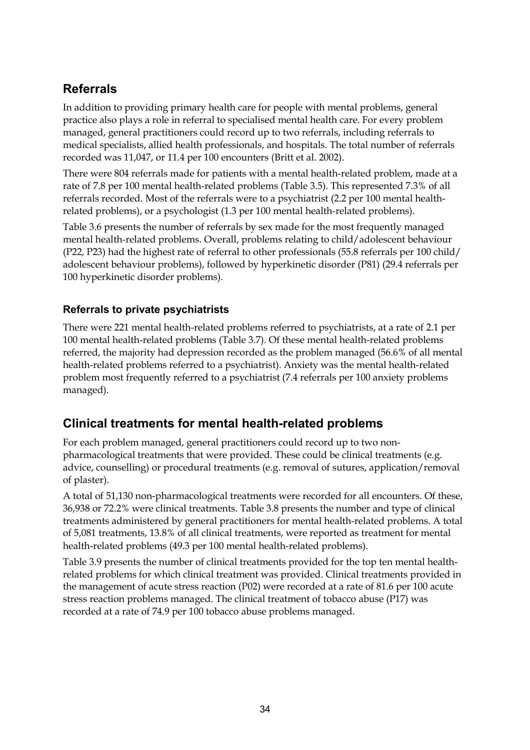## Referrals

In addition to providing primary health care for people with mental problems, general practice also plays a role in referral to specialised mental health care. For every problem managed, general practitioners could record up to two referrals, including referrals to medical specialists, allied health professionals, and hospitals. The total number of referrals recorded was 11,047, or 11.4 per 100 encounters (Britt et al. 2002).

There were 804 referrals made for patients with a mental health-related problem, made at a rate of 7.8 per 100 mental health-related problems (Table 3.5). This represented 7.3% of all referrals recorded. Most of the referrals were to a psychiatrist (2.2 per 100 mental health-related problems), or a psychologist (1.3 per 100 mental health-related problems).

Table 3.6 presents the number of referrals by sex made for the most frequently managed mental health-related problems. Overall, problems relating to child/adolescent behaviour (P22, P23) had the highest rate of referral to other professionals (55.8 referrals per 100 child/adolescent behaviour problems), followed by hyperkinetic disorder (P81) (29.4 referrals per 100 hyperkinetic disorder problems).

### Referrals to private psychiatrists

There were 221 mental health-related problems referred to psychiatrists, at a rate of 2.1 per 100 mental health-related problems (Table 3.7). Of these mental health-related problems referred, the majority had depression recorded as the problem managed (56.6% of all mental health-related problems referred to a psychiatrist). Anxiety was the mental health-related problem most frequently referred to a psychiatrist (7.4 referrals per 100 anxiety problems managed).

## Clinical treatments for mental health-related problems

For each problem managed, general practitioners could record up to two non-pharmacological treatments that were provided. These could be clinical treatments (e.g. advice, counselling) or procedural treatments (e.g. removal of sutures, application/removal of plaster).

A total of 51,130 non-pharmacological treatments were recorded for all encounters. Of these, 36,938 or 72.2% were clinical treatments. Table 3.8 presents the number and type of clinical treatments administered by general practitioners for mental health-related problems. A total of 5,081 treatments, 13.8% of all clinical treatments, were reported as treatment for mental health-related problems (49.3 per 100 mental health-related problems).

Table 3.9 presents the number of clinical treatments provided for the top ten mental health-related problems for which clinical treatment was provided. Clinical treatments provided in the management of acute stress reaction (P02) were recorded at a rate of 81.6 per 100 acute stress reaction problems managed. The clinical treatment of tobacco abuse (P17) was recorded at a rate of 74.9 per 100 tobacco abuse problems managed.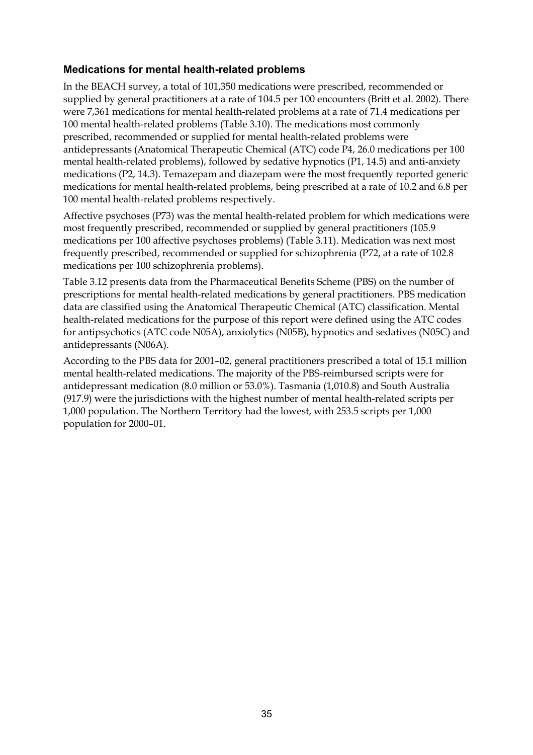### Medications for mental health-related problems

In the BEACH survey, a total of 101,350 medications were prescribed, recommended or supplied by general practitioners at a rate of 104.5 per 100 encounters (Britt et al. 2002). There were 7,361 medications for mental health-related problems at a rate of 71.4 medications per 100 mental health-related problems (Table 3.10). The medications most commonly prescribed, recommended or supplied for mental health-related problems were antidepressants (Anatomical Therapeutic Chemical (ATC) code P4, 26.0 medications per 100 mental health-related problems), followed by sedative hypnotics (P1, 14.5) and anti-anxiety medications (P2, 14.3). Temazepam and diazepam were the most frequently reported generic medications for mental health-related problems, being prescribed at a rate of 10.2 and 6.8 per 100 mental health-related problems respectively.

Affective psychoses (P73) was the mental health-related problem for which medications were most frequently prescribed, recommended or supplied by general practitioners (105.9 medications per 100 affective psychoses problems) (Table 3.11). Medication was next most frequently prescribed, recommended or supplied for schizophrenia (P72, at a rate of 102.8 medications per 100 schizophrenia problems).

Table 3.12 presents data from the Pharmaceutical Benefits Scheme (PBS) on the number of prescriptions for mental health-related medications by general practitioners. PBS medication data are classified using the Anatomical Therapeutic Chemical (ATC) classification. Mental health-related medications for the purpose of this report were defined using the ATC codes for antipsychotics (ATC code N05A), anxiolytics (N05B), hypnotics and sedatives (N05C) and antidepressants (N06A).

According to the PBS data for 2001–02, general practitioners prescribed a total of 15.1 million mental health-related medications. The majority of the PBS-reimbursed scripts were for antidepressant medication (8.0 million or 53.0%). Tasmania (1,010.8) and South Australia (917.9) were the jurisdictions with the highest number of mental health-related scripts per 1,000 population. The Northern Territory had the lowest, with 253.5 scripts per 1,000 population for 2000–01.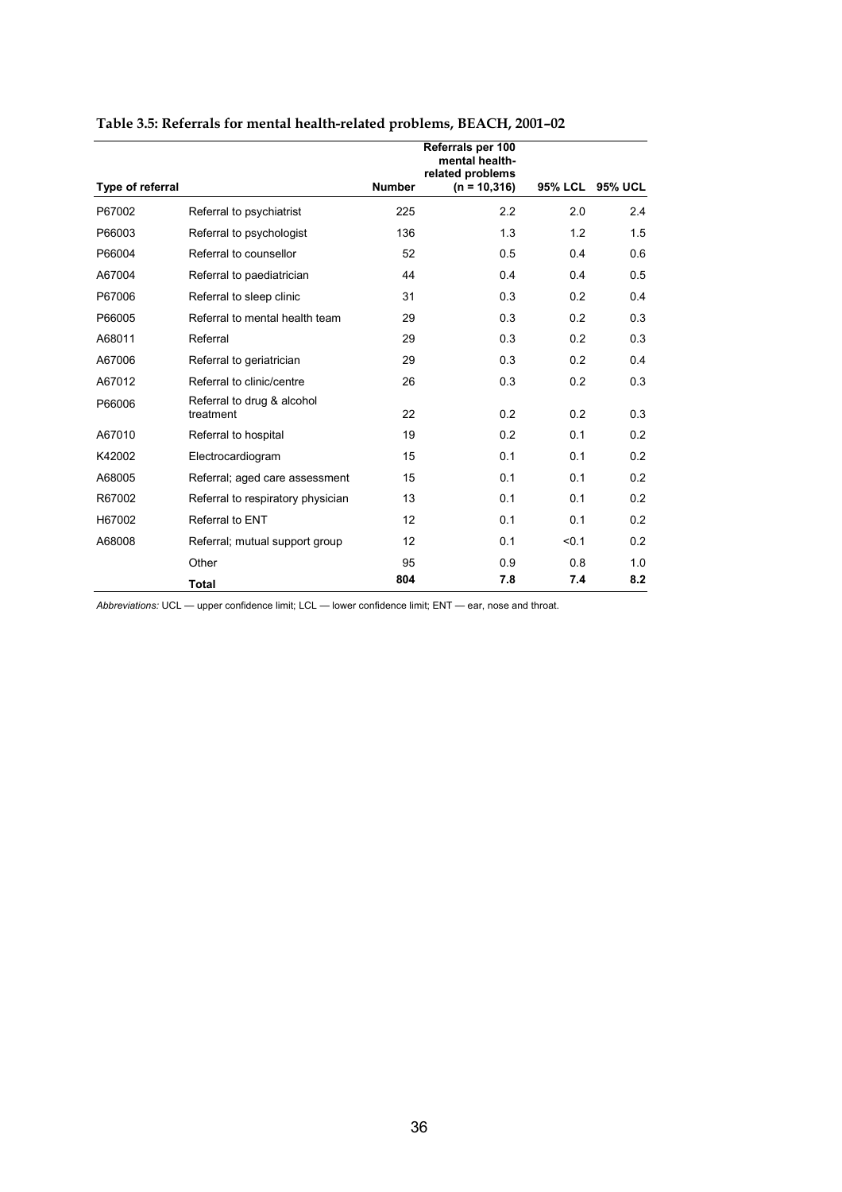**Table 3.5: Referrals for mental health-related problems, BEACH, 2001–02**

| Type of referral | | Number | Referrals per 100 mental health-related problems (n = 10,316) | 95% LCL | 95% UCL |
|---|---|---|---|---|---|
| P67002 | Referral to psychiatrist | 225 | 2.2 | 2.0 | 2.4 |
| P66003 | Referral to psychologist | 136 | 1.3 | 1.2 | 1.5 |
| P66004 | Referral to counsellor | 52 | 0.5 | 0.4 | 0.6 |
| A67004 | Referral to paediatrician | 44 | 0.4 | 0.4 | 0.5 |
| P67006 | Referral to sleep clinic | 31 | 0.3 | 0.2 | 0.4 |
| P66005 | Referral to mental health team | 29 | 0.3 | 0.2 | 0.3 |
| A68011 | Referral | 29 | 0.3 | 0.2 | 0.3 |
| A67006 | Referral to geriatrician | 29 | 0.3 | 0.2 | 0.4 |
| A67012 | Referral to clinic/centre | 26 | 0.3 | 0.2 | 0.3 |
| P66006 | Referral to drug & alcohol treatment | 22 | 0.2 | 0.2 | 0.3 |
| A67010 | Referral to hospital | 19 | 0.2 | 0.1 | 0.2 |
| K42002 | Electrocardiogram | 15 | 0.1 | 0.1 | 0.2 |
| A68005 | Referral; aged care assessment | 15 | 0.1 | 0.1 | 0.2 |
| R67002 | Referral to respiratory physician | 13 | 0.1 | 0.1 | 0.2 |
| H67002 | Referral to ENT | 12 | 0.1 | 0.1 | 0.2 |
| A68008 | Referral; mutual support group | 12 | 0.1 | <0.1 | 0.2 |
| | Other | 95 | 0.9 | 0.8 | 1.0 |
| | **Total** | **804** | **7.8** | **7.4** | **8.2** |

*Abbreviations:* UCL — upper confidence limit; LCL — lower confidence limit; ENT — ear, nose and throat.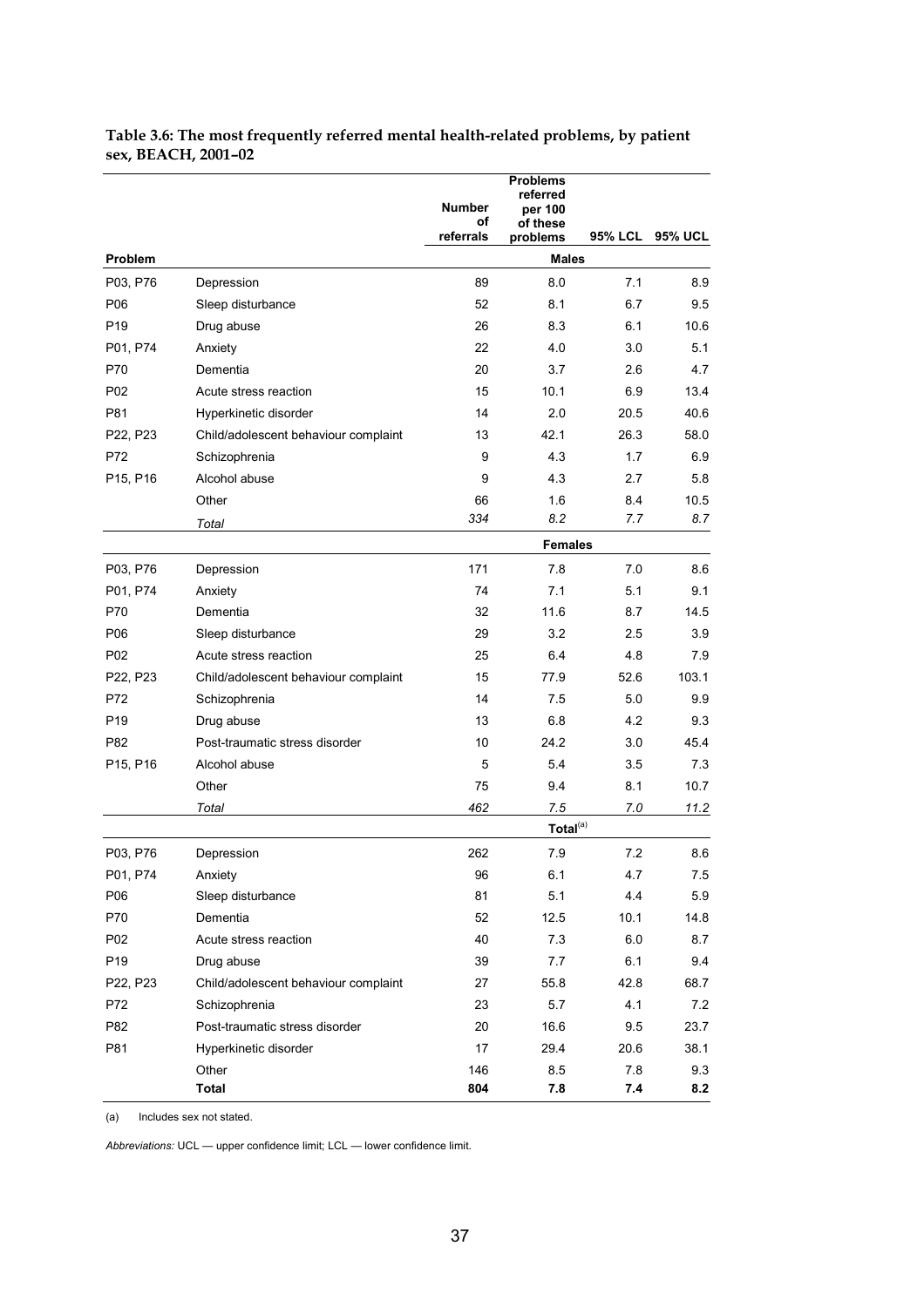**Table 3.6: The most frequently referred mental health-related problems, by patient sex, BEACH, 2001–02**

| Problem | | Number of referrals | Problems referred per 100 of these problems | 95% LCL | 95% UCL |
|---|---|---|---|---|---|
| | | | **Males** | | |
| P03, P76 | Depression | 89 | 8.0 | 7.1 | 8.9 |
| P06 | Sleep disturbance | 52 | 8.1 | 6.7 | 9.5 |
| P19 | Drug abuse | 26 | 8.3 | 6.1 | 10.6 |
| P01, P74 | Anxiety | 22 | 4.0 | 3.0 | 5.1 |
| P70 | Dementia | 20 | 3.7 | 2.6 | 4.7 |
| P02 | Acute stress reaction | 15 | 10.1 | 6.9 | 13.4 |
| P81 | Hyperkinetic disorder | 14 | 2.0 | 20.5 | 40.6 |
| P22, P23 | Child/adolescent behaviour complaint | 13 | 42.1 | 26.3 | 58.0 |
| P72 | Schizophrenia | 9 | 4.3 | 1.7 | 6.9 |
| P15, P16 | Alcohol abuse | 9 | 4.3 | 2.7 | 5.8 |
| | Other | 66 | 1.6 | 8.4 | 10.5 |
| | *Total* | *334* | *8.2* | *7.7* | *8.7* |
| | | | **Females** | | |
| P03, P76 | Depression | 171 | 7.8 | 7.0 | 8.6 |
| P01, P74 | Anxiety | 74 | 7.1 | 5.1 | 9.1 |
| P70 | Dementia | 32 | 11.6 | 8.7 | 14.5 |
| P06 | Sleep disturbance | 29 | 3.2 | 2.5 | 3.9 |
| P02 | Acute stress reaction | 25 | 6.4 | 4.8 | 7.9 |
| P22, P23 | Child/adolescent behaviour complaint | 15 | 77.9 | 52.6 | 103.1 |
| P72 | Schizophrenia | 14 | 7.5 | 5.0 | 9.9 |
| P19 | Drug abuse | 13 | 6.8 | 4.2 | 9.3 |
| P82 | Post-traumatic stress disorder | 10 | 24.2 | 3.0 | 45.4 |
| P15, P16 | Alcohol abuse | 5 | 5.4 | 3.5 | 7.3 |
| | Other | 75 | 9.4 | 8.1 | 10.7 |
| | *Total* | *462* | *7.5* | *7.0* | *11.2* |
| | | | **Total**[(a)] | | |
| P03, P76 | Depression | 262 | 7.9 | 7.2 | 8.6 |
| P01, P74 | Anxiety | 96 | 6.1 | 4.7 | 7.5 |
| P06 | Sleep disturbance | 81 | 5.1 | 4.4 | 5.9 |
| P70 | Dementia | 52 | 12.5 | 10.1 | 14.8 |
| P02 | Acute stress reaction | 40 | 7.3 | 6.0 | 8.7 |
| P19 | Drug abuse | 39 | 7.7 | 6.1 | 9.4 |
| P22, P23 | Child/adolescent behaviour complaint | 27 | 55.8 | 42.8 | 68.7 |
| P72 | Schizophrenia | 23 | 5.7 | 4.1 | 7.2 |
| P82 | Post-traumatic stress disorder | 20 | 16.6 | 9.5 | 23.7 |
| P81 | Hyperkinetic disorder | 17 | 29.4 | 20.6 | 38.1 |
| | Other | 146 | 8.5 | 7.8 | 9.3 |
| | **Total** | **804** | **7.8** | **7.4** | **8.2** |

(a) Includes sex not stated.

*Abbreviations:* UCL — upper confidence limit; LCL — lower confidence limit.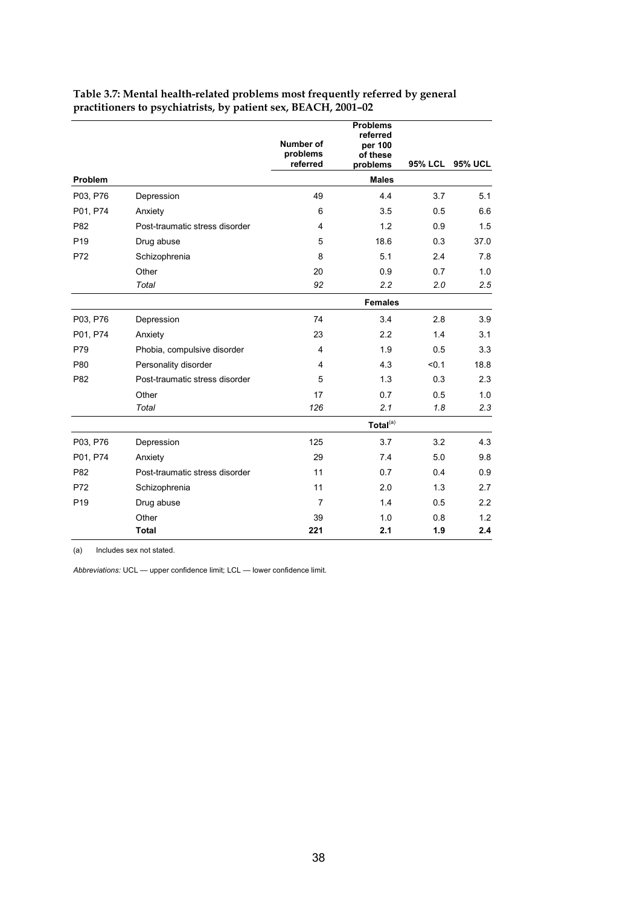**Table 3.7: Mental health-related problems most frequently referred by general practitioners to psychiatrists, by patient sex, BEACH, 2001–02**

| Problem | | Number of problems referred | Problems referred per 100 of these problems | 95% LCL | 95% UCL |
|---|---|---|---|---|---|
| | | | **Males** | | |
| P03, P76 | Depression | 49 | 4.4 | 3.7 | 5.1 |
| P01, P74 | Anxiety | 6 | 3.5 | 0.5 | 6.6 |
| P82 | Post-traumatic stress disorder | 4 | 1.2 | 0.9 | 1.5 |
| P19 | Drug abuse | 5 | 18.6 | 0.3 | 37.0 |
| P72 | Schizophrenia | 8 | 5.1 | 2.4 | 7.8 |
| | Other | 20 | 0.9 | 0.7 | 1.0 |
| | *Total* | *92* | *2.2* | *2.0* | *2.5* |
| | | | **Females** | | |
| P03, P76 | Depression | 74 | 3.4 | 2.8 | 3.9 |
| P01, P74 | Anxiety | 23 | 2.2 | 1.4 | 3.1 |
| P79 | Phobia, compulsive disorder | 4 | 1.9 | 0.5 | 3.3 |
| P80 | Personality disorder | 4 | 4.3 | <0.1 | 18.8 |
| P82 | Post-traumatic stress disorder | 5 | 1.3 | 0.3 | 2.3 |
| | Other | 17 | 0.7 | 0.5 | 1.0 |
| | *Total* | *126* | *2.1* | *1.8* | *2.3* |
| | | | **Total**[(a)] | | |
| P03, P76 | Depression | 125 | 3.7 | 3.2 | 4.3 |
| P01, P74 | Anxiety | 29 | 7.4 | 5.0 | 9.8 |
| P82 | Post-traumatic stress disorder | 11 | 0.7 | 0.4 | 0.9 |
| P72 | Schizophrenia | 11 | 2.0 | 1.3 | 2.7 |
| P19 | Drug abuse | 7 | 1.4 | 0.5 | 2.2 |
| | Other | 39 | 1.0 | 0.8 | 1.2 |
| | **Total** | **221** | **2.1** | **1.9** | **2.4** |

(a) Includes sex not stated.

*Abbreviations:* UCL — upper confidence limit; LCL — lower confidence limit.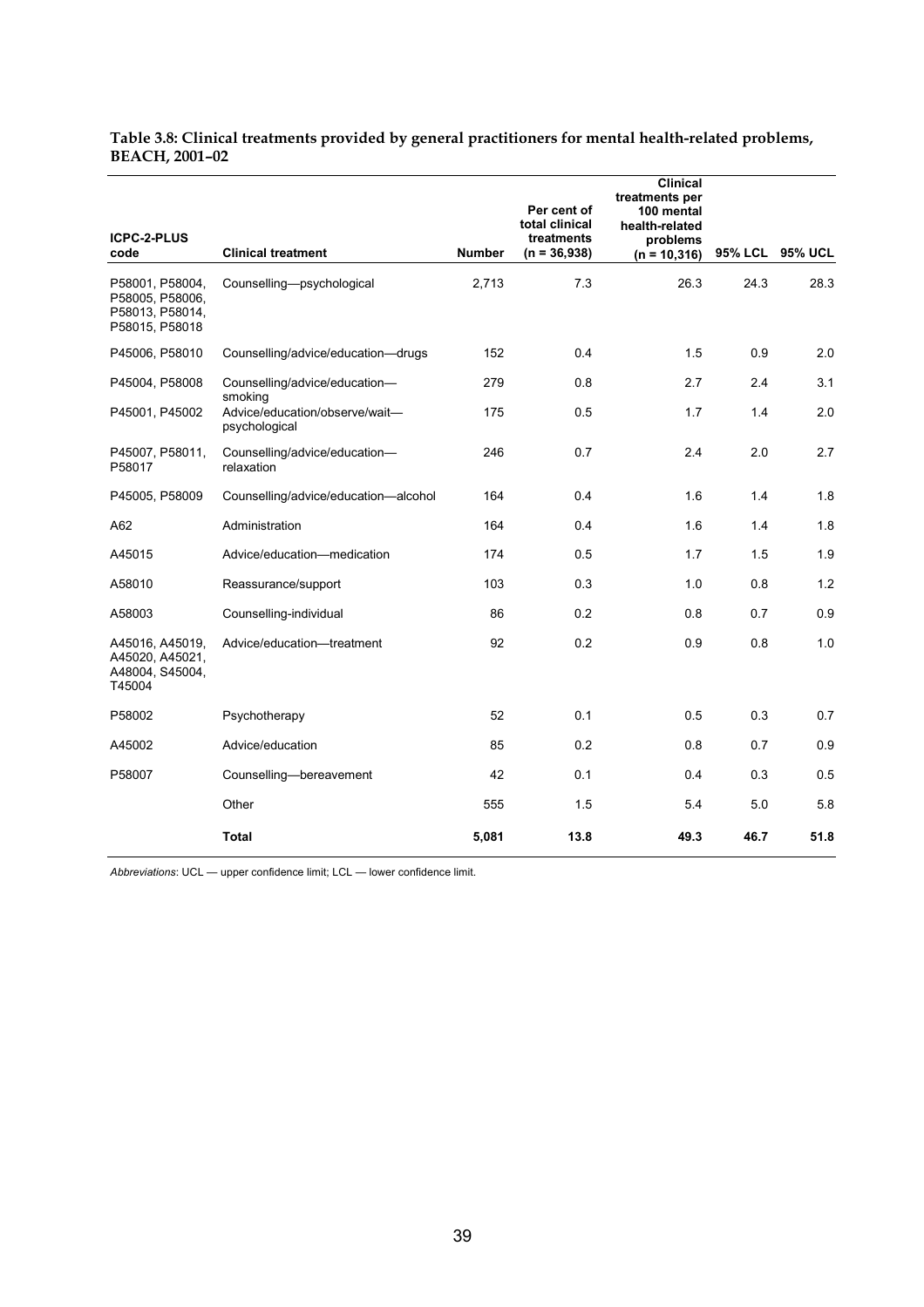**Table 3.8: Clinical treatments provided by general practitioners for mental health-related problems, BEACH, 2001–02**

| ICPC-2-PLUS code | Clinical treatment | Number | Per cent of total clinical treatments (n = 36,938) | Clinical treatments per 100 mental health-related problems (n = 10,316) | 95% LCL | 95% UCL |
|---|---|---|---|---|---|---|
| P58001, P58004, P58005, P58006, P58013, P58014, P58015, P58018 | Counselling—psychological | 2,713 | 7.3 | 26.3 | 24.3 | 28.3 |
| P45006, P58010 | Counselling/advice/education—drugs | 152 | 0.4 | 1.5 | 0.9 | 2.0 |
| P45004, P58008 | Counselling/advice/education—smoking | 279 | 0.8 | 2.7 | 2.4 | 3.1 |
| P45001, P45002 | Advice/education/observe/wait—psychological | 175 | 0.5 | 1.7 | 1.4 | 2.0 |
| P45007, P58011, P58017 | Counselling/advice/education—relaxation | 246 | 0.7 | 2.4 | 2.0 | 2.7 |
| P45005, P58009 | Counselling/advice/education—alcohol | 164 | 0.4 | 1.6 | 1.4 | 1.8 |
| A62 | Administration | 164 | 0.4 | 1.6 | 1.4 | 1.8 |
| A45015 | Advice/education—medication | 174 | 0.5 | 1.7 | 1.5 | 1.9 |
| A58010 | Reassurance/support | 103 | 0.3 | 1.0 | 0.8 | 1.2 |
| A58003 | Counselling-individual | 86 | 0.2 | 0.8 | 0.7 | 0.9 |
| A45016, A45019, A45020, A45021, A48004, S45004, T45004 | Advice/education—treatment | 92 | 0.2 | 0.9 | 0.8 | 1.0 |
| P58002 | Psychotherapy | 52 | 0.1 | 0.5 | 0.3 | 0.7 |
| A45002 | Advice/education | 85 | 0.2 | 0.8 | 0.7 | 0.9 |
| P58007 | Counselling—bereavement | 42 | 0.1 | 0.4 | 0.3 | 0.5 |
| | Other | 555 | 1.5 | 5.4 | 5.0 | 5.8 |
| | **Total** | **5,081** | **13.8** | **49.3** | **46.7** | **51.8** |

*Abbreviations*: UCL — upper confidence limit; LCL — lower confidence limit.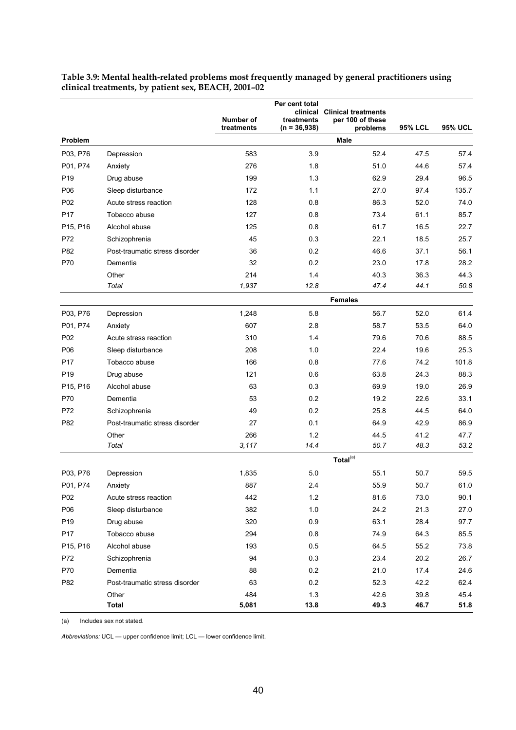**Table 3.9: Mental health-related problems most frequently managed by general practitioners using clinical treatments, by patient sex, BEACH, 2001–02**

| Problem | | Number of treatments | Per cent total clinical treatments (n = 36,938) | Clinical treatments per 100 of these problems | 95% LCL | 95% UCL |
|---|---|---|---|---|---|---|
| | | | | **Male** | | |
| P03, P76 | Depression | 583 | 3.9 | 52.4 | 47.5 | 57.4 |
| P01, P74 | Anxiety | 276 | 1.8 | 51.0 | 44.6 | 57.4 |
| P19 | Drug abuse | 199 | 1.3 | 62.9 | 29.4 | 96.5 |
| P06 | Sleep disturbance | 172 | 1.1 | 27.0 | 97.4 | 135.7 |
| P02 | Acute stress reaction | 128 | 0.8 | 86.3 | 52.0 | 74.0 |
| P17 | Tobacco abuse | 127 | 0.8 | 73.4 | 61.1 | 85.7 |
| P15, P16 | Alcohol abuse | 125 | 0.8 | 61.7 | 16.5 | 22.7 |
| P72 | Schizophrenia | 45 | 0.3 | 22.1 | 18.5 | 25.7 |
| P82 | Post-traumatic stress disorder | 36 | 0.2 | 46.6 | 37.1 | 56.1 |
| P70 | Dementia | 32 | 0.2 | 23.0 | 17.8 | 28.2 |
| | Other | 214 | 1.4 | 40.3 | 36.3 | 44.3 |
| | *Total* | *1,937* | *12.8* | *47.4* | *44.1* | *50.8* |
| | | | | **Females** | | |
| P03, P76 | Depression | 1,248 | 5.8 | 56.7 | 52.0 | 61.4 |
| P01, P74 | Anxiety | 607 | 2.8 | 58.7 | 53.5 | 64.0 |
| P02 | Acute stress reaction | 310 | 1.4 | 79.6 | 70.6 | 88.5 |
| P06 | Sleep disturbance | 208 | 1.0 | 22.4 | 19.6 | 25.3 |
| P17 | Tobacco abuse | 166 | 0.8 | 77.6 | 74.2 | 101.8 |
| P19 | Drug abuse | 121 | 0.6 | 63.8 | 24.3 | 88.3 |
| P15, P16 | Alcohol abuse | 63 | 0.3 | 69.9 | 19.0 | 26.9 |
| P70 | Dementia | 53 | 0.2 | 19.2 | 22.6 | 33.1 |
| P72 | Schizophrenia | 49 | 0.2 | 25.8 | 44.5 | 64.0 |
| P82 | Post-traumatic stress disorder | 27 | 0.1 | 64.9 | 42.9 | 86.9 |
| | Other | 266 | 1.2 | 44.5 | 41.2 | 47.7 |
| | *Total* | *3,117* | *14.4* | *50.7* | *48.3* | *53.2* |
| | | | | **Total[(a)]** | | |
| P03, P76 | Depression | 1,835 | 5.0 | 55.1 | 50.7 | 59.5 |
| P01, P74 | Anxiety | 887 | 2.4 | 55.9 | 50.7 | 61.0 |
| P02 | Acute stress reaction | 442 | 1.2 | 81.6 | 73.0 | 90.1 |
| P06 | Sleep disturbance | 382 | 1.0 | 24.2 | 21.3 | 27.0 |
| P19 | Drug abuse | 320 | 0.9 | 63.1 | 28.4 | 97.7 |
| P17 | Tobacco abuse | 294 | 0.8 | 74.9 | 64.3 | 85.5 |
| P15, P16 | Alcohol abuse | 193 | 0.5 | 64.5 | 55.2 | 73.8 |
| P72 | Schizophrenia | 94 | 0.3 | 23.4 | 20.2 | 26.7 |
| P70 | Dementia | 88 | 0.2 | 21.0 | 17.4 | 24.6 |
| P82 | Post-traumatic stress disorder | 63 | 0.2 | 52.3 | 42.2 | 62.4 |
| | Other | 484 | 1.3 | 42.6 | 39.8 | 45.4 |
| | **Total** | **5,081** | **13.8** | **49.3** | **46.7** | **51.8** |

(a) Includes sex not stated.

*Abbreviations:* UCL — upper confidence limit; LCL — lower confidence limit.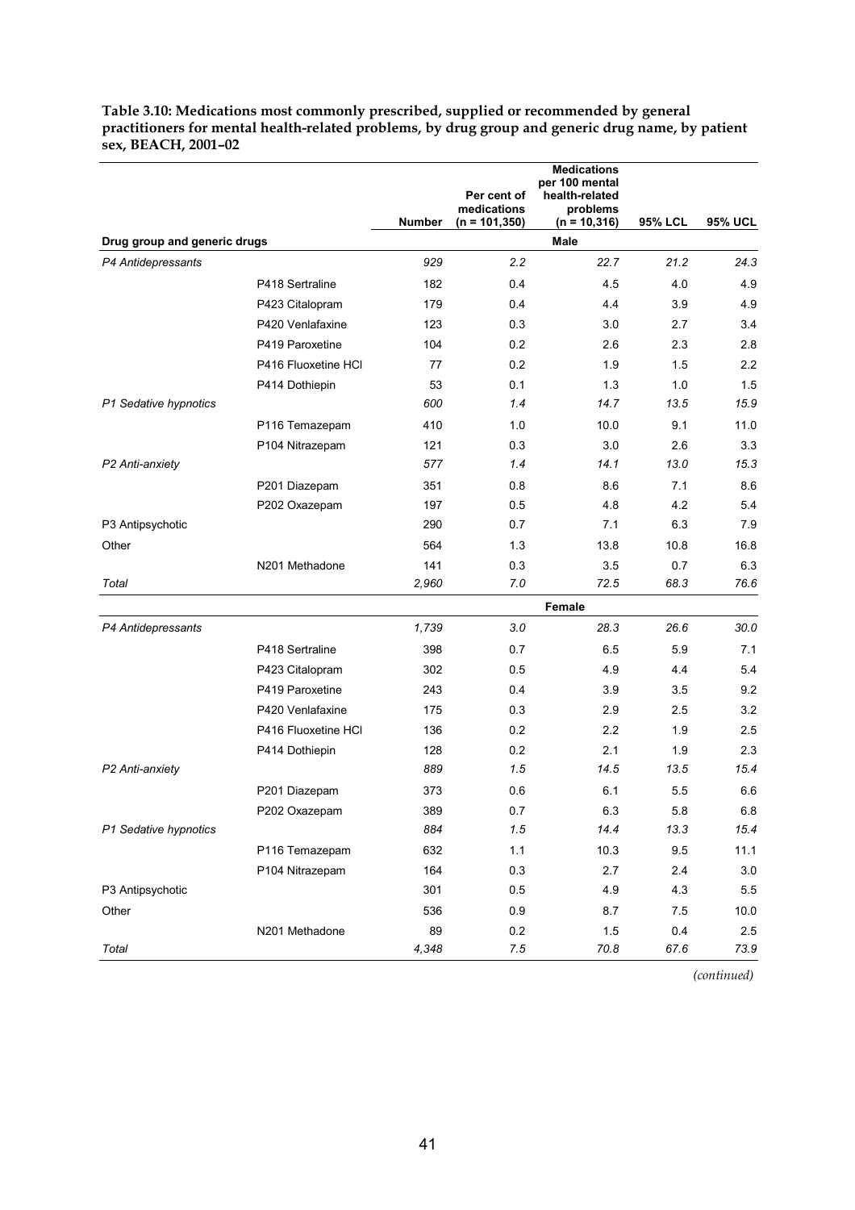**Table 3.10: Medications most commonly prescribed, supplied or recommended by general practitioners for mental health-related problems, by drug group and generic drug name, by patient sex, BEACH, 2001–02**

| Drug group and generic drugs | | Number | Per cent of medications (n = 101,350) | Medications per 100 mental health-related problems (n = 10,316) | 95% LCL | 95% UCL |
|---|---|---|---|---|---|---|
| | | | | **Male** | | |
| *P4 Antidepressants* | | *929* | *2.2* | *22.7* | *21.2* | *24.3* |
| | P418 Sertraline | 182 | 0.4 | 4.5 | 4.0 | 4.9 |
| | P423 Citalopram | 179 | 0.4 | 4.4 | 3.9 | 4.9 |
| | P420 Venlafaxine | 123 | 0.3 | 3.0 | 2.7 | 3.4 |
| | P419 Paroxetine | 104 | 0.2 | 2.6 | 2.3 | 2.8 |
| | P416 Fluoxetine HCl | 77 | 0.2 | 1.9 | 1.5 | 2.2 |
| | P414 Dothiepin | 53 | 0.1 | 1.3 | 1.0 | 1.5 |
| *P1 Sedative hypnotics* | | *600* | *1.4* | *14.7* | *13.5* | *15.9* |
| | P116 Temazepam | 410 | 1.0 | 10.0 | 9.1 | 11.0 |
| | P104 Nitrazepam | 121 | 0.3 | 3.0 | 2.6 | 3.3 |
| *P2 Anti-anxiety* | | *577* | *1.4* | *14.1* | *13.0* | *15.3* |
| | P201 Diazepam | 351 | 0.8 | 8.6 | 7.1 | 8.6 |
| | P202 Oxazepam | 197 | 0.5 | 4.8 | 4.2 | 5.4 |
| P3 Antipsychotic | | 290 | 0.7 | 7.1 | 6.3 | 7.9 |
| Other | | 564 | 1.3 | 13.8 | 10.8 | 16.8 |
| | N201 Methadone | 141 | 0.3 | 3.5 | 0.7 | 6.3 |
| *Total* | | *2,960* | *7.0* | *72.5* | *68.3* | *76.6* |
| | | | | **Female** | | |
| *P4 Antidepressants* | | *1,739* | *3.0* | *28.3* | *26.6* | *30.0* |
| | P418 Sertraline | 398 | 0.7 | 6.5 | 5.9 | 7.1 |
| | P423 Citalopram | 302 | 0.5 | 4.9 | 4.4 | 5.4 |
| | P419 Paroxetine | 243 | 0.4 | 3.9 | 3.5 | 9.2 |
| | P420 Venlafaxine | 175 | 0.3 | 2.9 | 2.5 | 3.2 |
| | P416 Fluoxetine HCl | 136 | 0.2 | 2.2 | 1.9 | 2.5 |
| | P414 Dothiepin | 128 | 0.2 | 2.1 | 1.9 | 2.3 |
| *P2 Anti-anxiety* | | *889* | *1.5* | *14.5* | *13.5* | *15.4* |
| | P201 Diazepam | 373 | 0.6 | 6.1 | 5.5 | 6.6 |
| | P202 Oxazepam | 389 | 0.7 | 6.3 | 5.8 | 6.8 |
| *P1 Sedative hypnotics* | | *884* | *1.5* | *14.4* | *13.3* | *15.4* |
| | P116 Temazepam | 632 | 1.1 | 10.3 | 9.5 | 11.1 |
| | P104 Nitrazepam | 164 | 0.3 | 2.7 | 2.4 | 3.0 |
| P3 Antipsychotic | | 301 | 0.5 | 4.9 | 4.3 | 5.5 |
| Other | | 536 | 0.9 | 8.7 | 7.5 | 10.0 |
| | N201 Methadone | 89 | 0.2 | 1.5 | 0.4 | 2.5 |
| *Total* | | *4,348* | *7.5* | *70.8* | *67.6* | *73.9* |

*(continued)*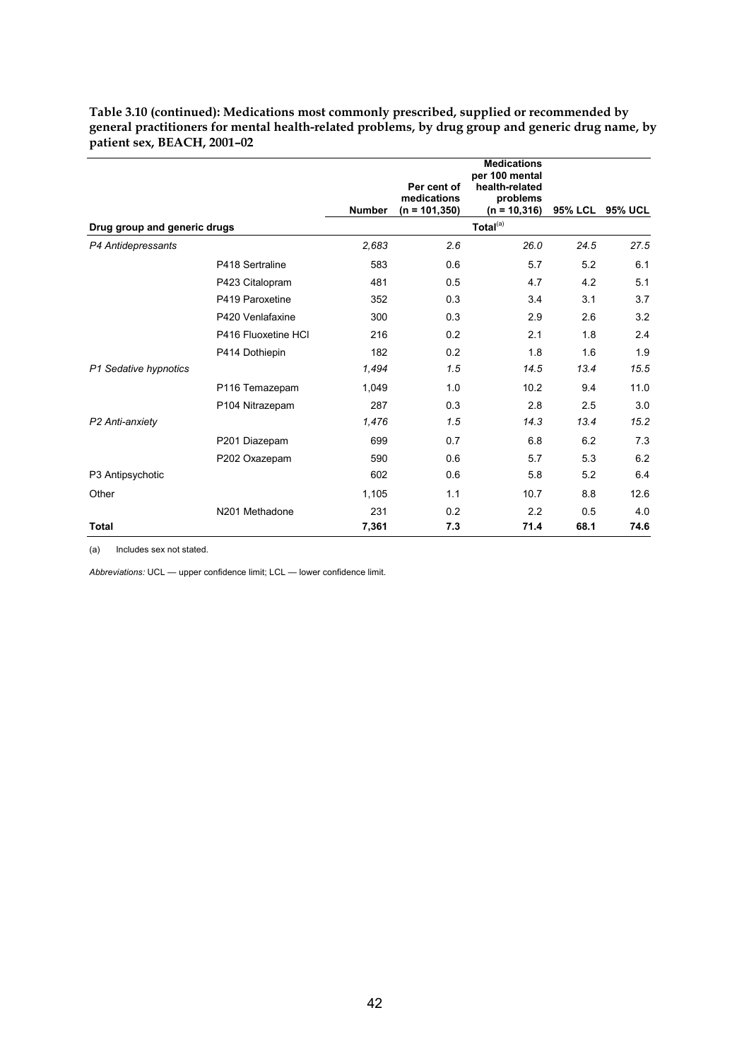**Table 3.10 (continued): Medications most commonly prescribed, supplied or recommended by general practitioners for mental health-related problems, by drug group and generic drug name, by patient sex, BEACH, 2001–02**

| Drug group and generic drugs | | Number | Per cent of medications (n = 101,350) | Medications per 100 mental health-related problems (n = 10,316) | 95% LCL | 95% UCL |
|---|---|---|---|---|---|---|
| | | | | Total[(a)] | | |
| *P4 Antidepressants* | | *2,683* | *2.6* | *26.0* | *24.5* | *27.5* |
| | P418 Sertraline | 583 | 0.6 | 5.7 | 5.2 | 6.1 |
| | P423 Citalopram | 481 | 0.5 | 4.7 | 4.2 | 5.1 |
| | P419 Paroxetine | 352 | 0.3 | 3.4 | 3.1 | 3.7 |
| | P420 Venlafaxine | 300 | 0.3 | 2.9 | 2.6 | 3.2 |
| | P416 Fluoxetine HCl | 216 | 0.2 | 2.1 | 1.8 | 2.4 |
| | P414 Dothiepin | 182 | 0.2 | 1.8 | 1.6 | 1.9 |
| *P1 Sedative hypnotics* | | *1,494* | *1.5* | *14.5* | *13.4* | *15.5* |
| | P116 Temazepam | 1,049 | 1.0 | 10.2 | 9.4 | 11.0 |
| | P104 Nitrazepam | 287 | 0.3 | 2.8 | 2.5 | 3.0 |
| *P2 Anti-anxiety* | | *1,476* | *1.5* | *14.3* | *13.4* | *15.2* |
| | P201 Diazepam | 699 | 0.7 | 6.8 | 6.2 | 7.3 |
| | P202 Oxazepam | 590 | 0.6 | 5.7 | 5.3 | 6.2 |
| P3 Antipsychotic | | 602 | 0.6 | 5.8 | 5.2 | 6.4 |
| Other | | 1,105 | 1.1 | 10.7 | 8.8 | 12.6 |
| | N201 Methadone | 231 | 0.2 | 2.2 | 0.5 | 4.0 |
| **Total** | | **7,361** | **7.3** | **71.4** | **68.1** | **74.6** |

(a) Includes sex not stated.

*Abbreviations:* UCL — upper confidence limit; LCL — lower confidence limit.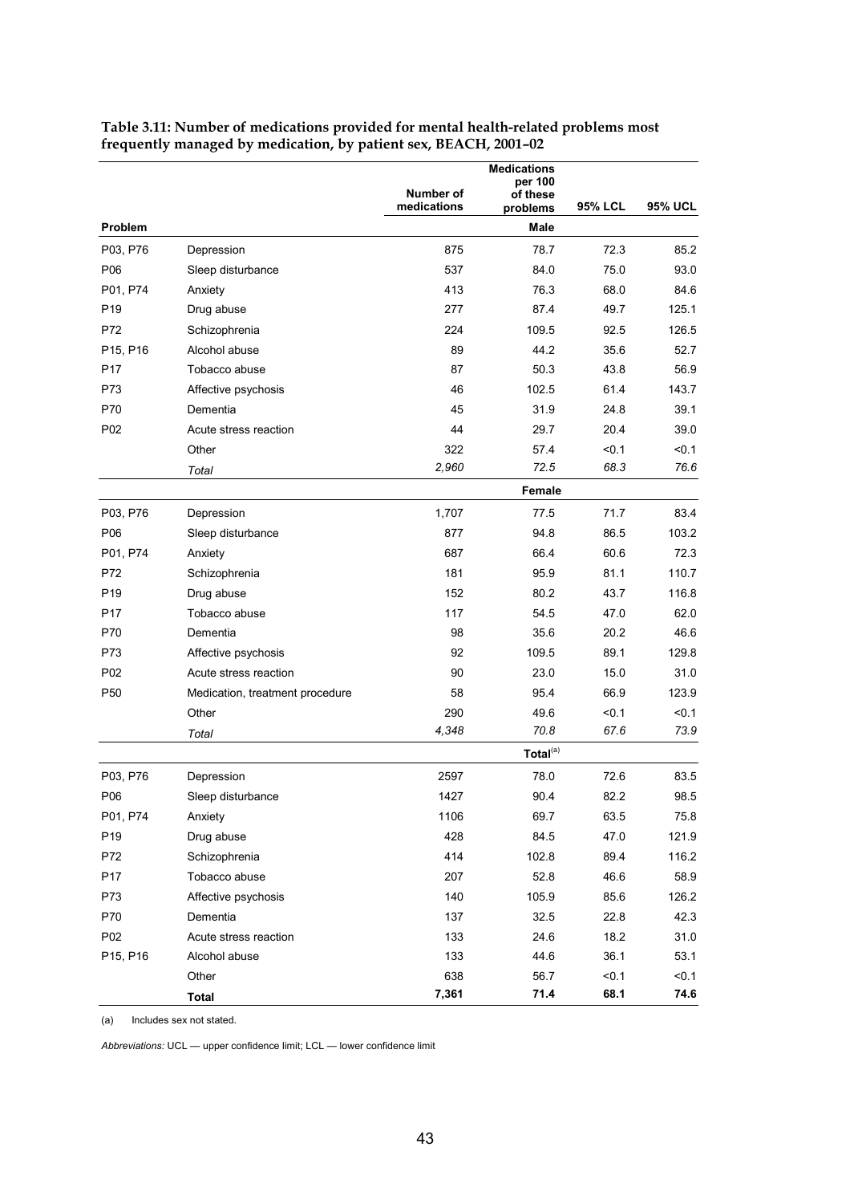**Table 3.11: Number of medications provided for mental health-related problems most frequently managed by medication, by patient sex, BEACH, 2001–02**

| Problem | | Number of medications | Medications per 100 of these problems | 95% LCL | 95% UCL |
|---|---|---|---|---|---|
| | | | **Male** | | |
| P03, P76 | Depression | 875 | 78.7 | 72.3 | 85.2 |
| P06 | Sleep disturbance | 537 | 84.0 | 75.0 | 93.0 |
| P01, P74 | Anxiety | 413 | 76.3 | 68.0 | 84.6 |
| P19 | Drug abuse | 277 | 87.4 | 49.7 | 125.1 |
| P72 | Schizophrenia | 224 | 109.5 | 92.5 | 126.5 |
| P15, P16 | Alcohol abuse | 89 | 44.2 | 35.6 | 52.7 |
| P17 | Tobacco abuse | 87 | 50.3 | 43.8 | 56.9 |
| P73 | Affective psychosis | 46 | 102.5 | 61.4 | 143.7 |
| P70 | Dementia | 45 | 31.9 | 24.8 | 39.1 |
| P02 | Acute stress reaction | 44 | 29.7 | 20.4 | 39.0 |
| | Other | 322 | 57.4 | <0.1 | <0.1 |
| | *Total* | *2,960* | *72.5* | *68.3* | *76.6* |
| | | | **Female** | | |
| P03, P76 | Depression | 1,707 | 77.5 | 71.7 | 83.4 |
| P06 | Sleep disturbance | 877 | 94.8 | 86.5 | 103.2 |
| P01, P74 | Anxiety | 687 | 66.4 | 60.6 | 72.3 |
| P72 | Schizophrenia | 181 | 95.9 | 81.1 | 110.7 |
| P19 | Drug abuse | 152 | 80.2 | 43.7 | 116.8 |
| P17 | Tobacco abuse | 117 | 54.5 | 47.0 | 62.0 |
| P70 | Dementia | 98 | 35.6 | 20.2 | 46.6 |
| P73 | Affective psychosis | 92 | 109.5 | 89.1 | 129.8 |
| P02 | Acute stress reaction | 90 | 23.0 | 15.0 | 31.0 |
| P50 | Medication, treatment procedure | 58 | 95.4 | 66.9 | 123.9 |
| | Other | 290 | 49.6 | <0.1 | <0.1 |
| | *Total* | *4,348* | *70.8* | *67.6* | *73.9* |
| | | | **Total**[(a)] | | |
| P03, P76 | Depression | 2597 | 78.0 | 72.6 | 83.5 |
| P06 | Sleep disturbance | 1427 | 90.4 | 82.2 | 98.5 |
| P01, P74 | Anxiety | 1106 | 69.7 | 63.5 | 75.8 |
| P19 | Drug abuse | 428 | 84.5 | 47.0 | 121.9 |
| P72 | Schizophrenia | 414 | 102.8 | 89.4 | 116.2 |
| P17 | Tobacco abuse | 207 | 52.8 | 46.6 | 58.9 |
| P73 | Affective psychosis | 140 | 105.9 | 85.6 | 126.2 |
| P70 | Dementia | 137 | 32.5 | 22.8 | 42.3 |
| P02 | Acute stress reaction | 133 | 24.6 | 18.2 | 31.0 |
| P15, P16 | Alcohol abuse | 133 | 44.6 | 36.1 | 53.1 |
| | Other | 638 | 56.7 | <0.1 | <0.1 |
| | **Total** | **7,361** | **71.4** | **68.1** | **74.6** |

(a) Includes sex not stated.

*Abbreviations:* UCL — upper confidence limit; LCL — lower confidence limit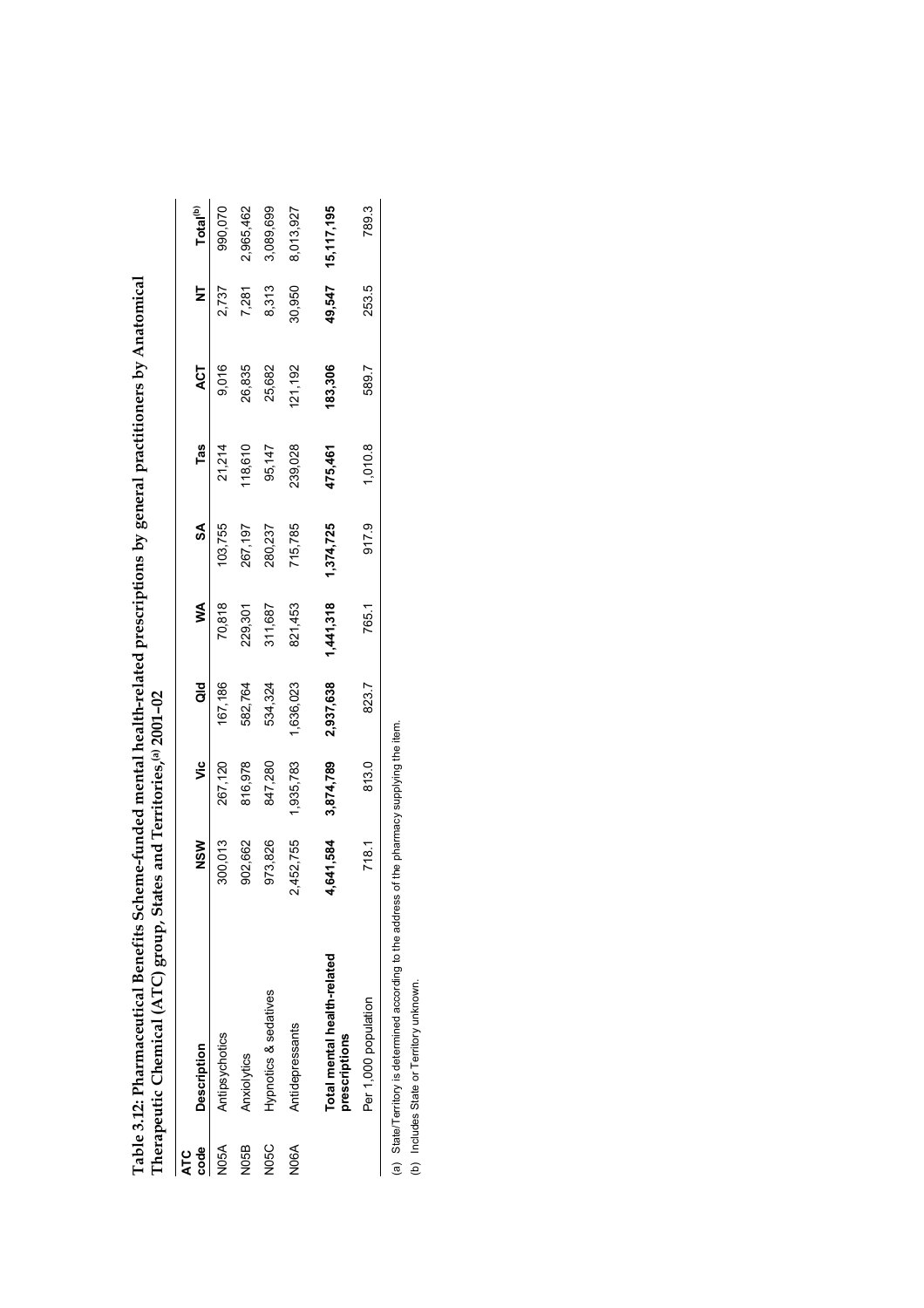**Table 3.12: Pharmaceutical Benefits Scheme-funded mental health-related prescriptions by general practitioners by Anatomical Therapeutic Chemical (ATC) group, States and Territories,[(a)] 2001–02**

| ATC code | Description | NSW | Vic | Qld | WA | SA | Tas | ACT | NT | Total[(b)] |
|---|---|---|---|---|---|---|---|---|---|---|
| N05A | Antipsychotics | 300,013 | 267,120 | 167,186 | 70,818 | 103,755 | 21,214 | 9,016 | 2,737 | 990,070 |
| N05B | Anxiolytics | 902,662 | 816,978 | 582,764 | 229,301 | 267,197 | 118,610 | 26,835 | 7,281 | 2,965,462 |
| N05C | Hypnotics & sedatives | 973,826 | 847,280 | 534,324 | 311,687 | 280,237 | 95,147 | 25,682 | 8,313 | 3,089,699 |
| N06A | Antidepressants | 2,452,755 | 1,935,783 | 1,636,023 | 821,453 | 715,785 | 239,028 | 121,192 | 30,950 | 8,013,927 |
| | **Total mental health-related prescriptions** | **4,641,584** | **3,874,789** | **2,937,638** | **1,441,318** | **1,374,725** | **475,461** | **183,306** | **49,547** | **15,117,195** |
| | Per 1,000 population | 718.1 | 813.0 | 823.7 | 765.1 | 917.9 | 1,010.8 | 589.7 | 253.5 | 789.3 |

(a) State/Territory is determined according to the address of the pharmacy supplying the item.

(b) Includes State or Territory unknown.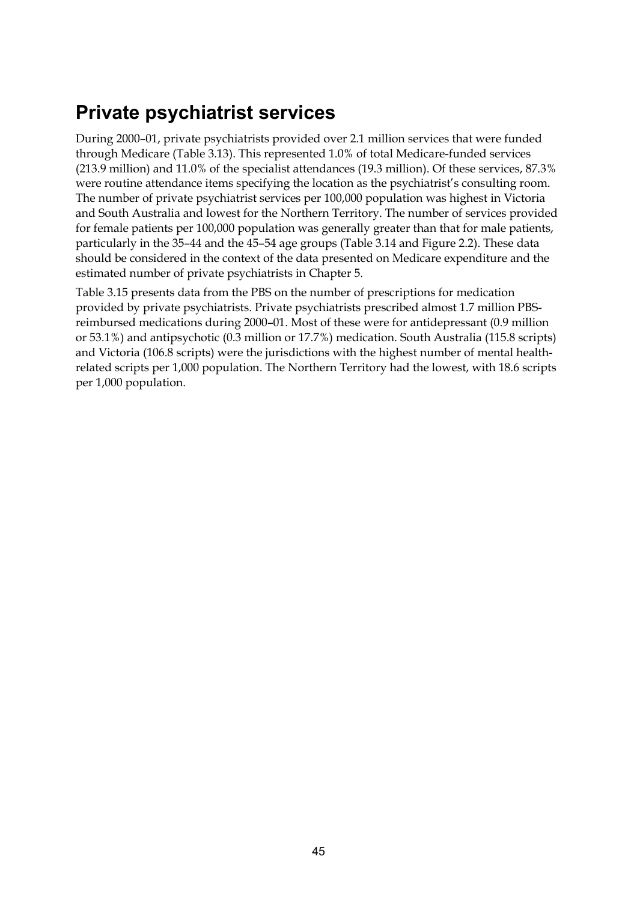## Private psychiatrist services

During 2000–01, private psychiatrists provided over 2.1 million services that were funded through Medicare (Table 3.13). This represented 1.0% of total Medicare-funded services (213.9 million) and 11.0% of the specialist attendances (19.3 million). Of these services, 87.3% were routine attendance items specifying the location as the psychiatrist's consulting room. The number of private psychiatrist services per 100,000 population was highest in Victoria and South Australia and lowest for the Northern Territory. The number of services provided for female patients per 100,000 population was generally greater than that for male patients, particularly in the 35–44 and the 45–54 age groups (Table 3.14 and Figure 2.2). These data should be considered in the context of the data presented on Medicare expenditure and the estimated number of private psychiatrists in Chapter 5.

Table 3.15 presents data from the PBS on the number of prescriptions for medication provided by private psychiatrists. Private psychiatrists prescribed almost 1.7 million PBS-reimbursed medications during 2000–01. Most of these were for antidepressant (0.9 million or 53.1%) and antipsychotic (0.3 million or 17.7%) medication. South Australia (115.8 scripts) and Victoria (106.8 scripts) were the jurisdictions with the highest number of mental health-related scripts per 1,000 population. The Northern Territory had the lowest, with 18.6 scripts per 1,000 population.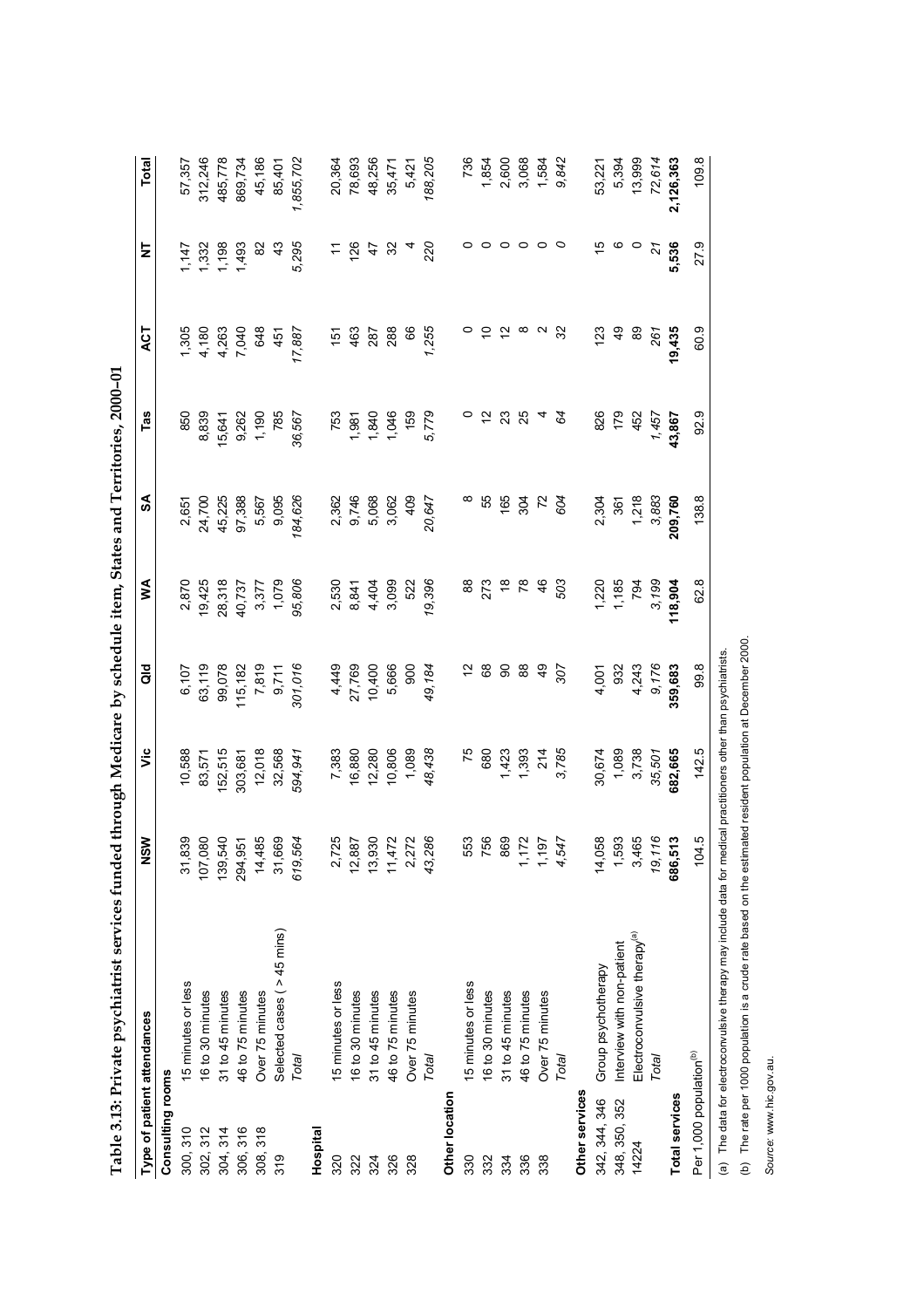**Table 3.13: Private psychiatrist services funded through Medicare by schedule item, States and Territories, 2000–01**

| Type of patient attendances | | NSW | Vic | Qld | WA | SA | Tas | ACT | NT | Total |
|---|---|---|---|---|---|---|---|---|---|---|
| **Consulting rooms** | | | | | | | | | | |
| 300, 310 | 15 minutes or less | 31,839 | 10,588 | 6,107 | 2,870 | 2,651 | 850 | 1,305 | 1,147 | 57,357 |
| 302, 312 | 16 to 30 minutes | 107,080 | 83,571 | 63,119 | 19,425 | 24,700 | 8,839 | 4,180 | 1,332 | 312,246 |
| 304, 314 | 31 to 45 minutes | 139,540 | 152,515 | 99,078 | 28,318 | 45,225 | 15,641 | 4,263 | 1,198 | 485,778 |
| 306, 316 | 46 to 75 minutes | 294,951 | 303,681 | 115,182 | 40,737 | 97,388 | 9,262 | 7,040 | 1,493 | 869,734 |
| 308, 318 | Over 75 minutes | 14,485 | 12,018 | 7,819 | 3,377 | 5,567 | 1,190 | 648 | 82 | 45,186 |
| 319 | Selected cases ( > 45 mins) | 31,669 | 32,568 | 9,711 | 1,079 | 9,095 | 785 | 451 | 43 | 85,401 |
| | *Total* | *619,564* | *594,941* | *301,016* | *95,806* | *184,626* | *36,567* | *17,887* | *5,295* | *1,855,702* |
| **Hospital** | | | | | | | | | | |
| 320 | 15 minutes or less | 2,725 | 7,383 | 4,449 | 2,530 | 2,362 | 753 | 151 | 11 | 20,364 |
| 322 | 16 to 30 minutes | 12,887 | 16,880 | 27,769 | 8,841 | 9,746 | 1,981 | 463 | 126 | 78,693 |
| 324 | 31 to 45 minutes | 13,930 | 12,280 | 10,400 | 4,404 | 5,068 | 1,840 | 287 | 47 | 48,256 |
| 326 | 46 to 75 minutes | 11,472 | 10,806 | 5,666 | 3,099 | 3,062 | 1,046 | 288 | 32 | 35,471 |
| 328 | Over 75 minutes | 2,272 | 1,089 | 900 | 522 | 409 | 159 | 66 | 4 | 5,421 |
| | *Total* | *43,286* | *48,438* | *49,184* | *19,396* | *20,647* | *5,779* | *1,255* | *220* | *188,205* |
| **Other location** | | | | | | | | | | |
| 330 | 15 minutes or less | 553 | 75 | 12 | 88 | 8 | 0 | 0 | 0 | 736 |
| 332 | 16 to 30 minutes | 756 | 680 | 68 | 273 | 55 | 12 | 10 | 0 | 1,854 |
| 334 | 31 to 45 minutes | 869 | 1,423 | 90 | 18 | 165 | 23 | 12 | 0 | 2,600 |
| 336 | 46 to 75 minutes | 1,172 | 1,393 | 88 | 78 | 304 | 25 | 8 | 0 | 3,068 |
| 338 | Over 75 minutes | 1,197 | 214 | 49 | 46 | 72 | 4 | 2 | 0 | 1,584 |
| | *Total* | *4,547* | *3,785* | *307* | *503* | *604* | *64* | *32* | *0* | *9,842* |
| **Other services** | | | | | | | | | | |
| 342, 344, 346 | Group psychotherapy | 14,058 | 30,674 | 4,001 | 1,220 | 2,304 | 826 | 123 | 15 | 53,221 |
| 348, 350, 352 | Interview with non-patient | 1,593 | 1,089 | 932 | 1,185 | 361 | 179 | 49 | 6 | 5,394 |
| 14224 | Electroconvulsive therapy[(a)] | 3,465 | 3,738 | 4,243 | 794 | 1,218 | 452 | 89 | 0 | 13,999 |
| | *Total* | *19,116* | *35,501* | *9,176* | *3,199* | *3,883* | *1,457* | *261* | *21* | *72,614* |
| **Total services** | | **686,513** | **682,665** | **359,683** | **118,904** | **209,760** | **43,867** | **19,435** | **5,536** | **2,126,363** |
| Per 1,000 population[(b)] | | 104.5 | 142.5 | 99.8 | 62.8 | 138.8 | 92.9 | 60.9 | 27.9 | 109.8 |

(a) The data for electroconvulsive therapy may include data for medical practitioners other than psychiatrists.

(b) The rate per 1000 population is a crude rate based on the estimated resident population at December 2000.

*Source:* www.hic.gov.au.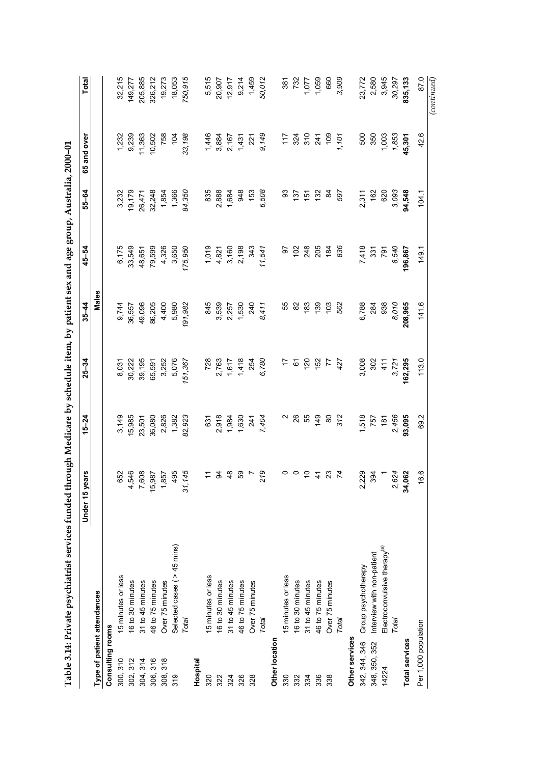**Table 3.14: Private psychiatrist services funded through Medicare by schedule item, by patient sex and age group, Australia, 2000–01**

| Type of patient attendances | | Under 15 years | 15–24 | 25–34 | 35–44 | 45–54 | 55–64 | 65 and over | Total |
|---|---|---|---|---|---|---|---|---|---|
| | | | | | **Males** | | | | |
| **Consulting rooms** | | | | | | | | | |
| 300, 310 | 15 minutes or less | 652 | 3,149 | 8,031 | 9,744 | 6,175 | 3,232 | 1,232 | 32,215 |
| 302, 312 | 16 to 30 minutes | 4,546 | 15,985 | 30,222 | 36,557 | 33,549 | 19,179 | 9,239 | 149,277 |
| 304, 314 | 31 to 45 minutes | 7,608 | 23,501 | 39,195 | 49,096 | 48,651 | 26,471 | 11,363 | 205,885 |
| 306, 316 | 46 to 75 minutes | 15,987 | 36,080 | 65,591 | 86,205 | 79,599 | 32,248 | 10,502 | 326,212 |
| 308, 318 | Over 75 minutes | 1,857 | 2,826 | 3,252 | 4,400 | 4,326 | 1,854 | 758 | 19,273 |
| 319 | Selected cases ( > 45 mins) | 495 | 1,382 | 5,076 | 5,980 | 3,650 | 1,366 | 104 | 18,053 |
| | *Total* | *31,145* | *82,923* | *151,367* | *191,982* | *175,950* | *84,350* | *33,198* | *750,915* |
| **Hospital** | | | | | | | | | |
| 320 | 15 minutes or less | 11 | 631 | 728 | 845 | 1,019 | 835 | 1,446 | 5,515 |
| 322 | 16 to 30 minutes | 94 | 2,918 | 2,763 | 3,539 | 4,821 | 2,888 | 3,884 | 20,907 |
| 324 | 31 to 45 minutes | 48 | 1,984 | 1,617 | 2,257 | 3,160 | 1,684 | 2,167 | 12,917 |
| 326 | 46 to 75 minutes | 59 | 1,630 | 1,418 | 1,530 | 2,198 | 948 | 1,431 | 9,214 |
| 328 | Over 75 minutes | 7 | 241 | 254 | 240 | 343 | 153 | 221 | 1,459 |
| | *Total* | *219* | *7,404* | *6,780* | *8,411* | *11,541* | *6,508* | *9,149* | *50,012* |
| **Other location** | | | | | | | | | |
| 330 | 15 minutes or less | 0 | 2 | 17 | 55 | 97 | 93 | 117 | 381 |
| 332 | 16 to 30 minutes | 0 | 26 | 61 | 82 | 102 | 137 | 324 | 732 |
| 334 | 31 to 45 minutes | 10 | 55 | 120 | 183 | 248 | 151 | 310 | 1,077 |
| 336 | 46 to 75 minutes | 41 | 149 | 152 | 139 | 205 | 132 | 241 | 1,059 |
| 338 | Over 75 minutes | 23 | 80 | 77 | 103 | 184 | 84 | 109 | 660 |
| | *Total* | *74* | *312* | *427* | *562* | *836* | *597* | *1,101* | *3,909* |
| **Other services** | | | | | | | | | |
| 342, 344, 346 | Group psychotherapy | 2,229 | 1,518 | 3,008 | 6,788 | 7,418 | 2,311 | 500 | 23,772 |
| 348, 350, 352 | Interview with non-patient | 394 | 757 | 302 | 284 | 331 | 162 | 350 | 2,580 |
| 14224 | Electroconvulsive therapy[(a)] | 1 | 181 | 411 | 938 | 791 | 620 | 1,003 | 3,945 |
| | *Total* | *2,624* | *2,456* | *3,721* | *8,010* | *8,540* | *3,093* | *1,853* | *30,297* |
| **Total services** | | **34,062** | **93,095** | **162,295** | **208,965** | **196,867** | **94,548** | **45,301** | **835,133** |
| Per 1,000 population | | 16.6 | 69.2 | 113.0 | 141.6 | 149.1 | 104.1 | 42.6 | 87.0 |

*(continued)*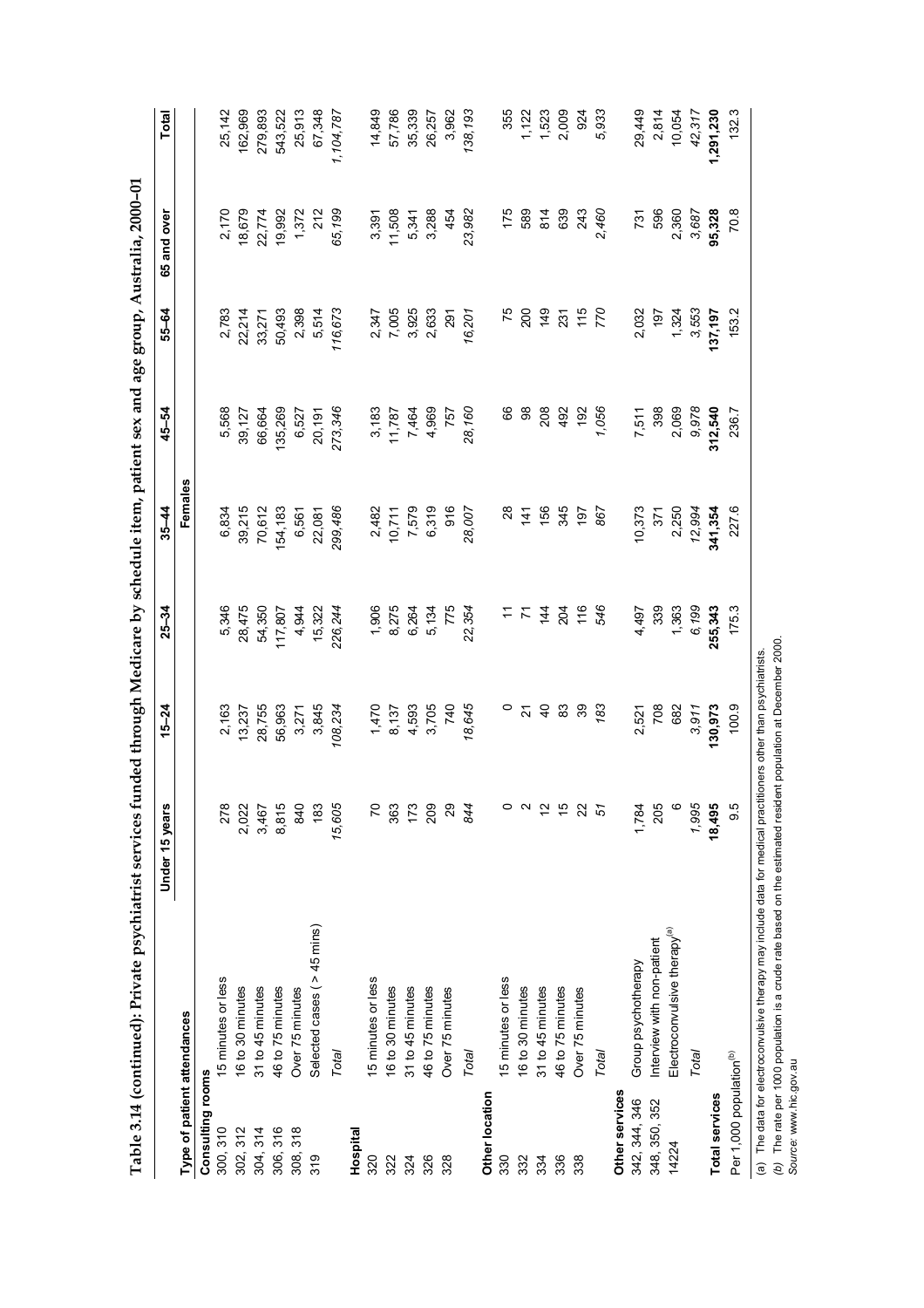**Table 3.14 (continued): Private psychiatrist services funded through Medicare by schedule item, patient sex and age group, Australia, 2000–01**

| | | Under 15 years | 15–24 | 25–34 | 35–44 | 45–54 | 55–64 | 65 and over | Total |
|---|---|---|---|---|---|---|---|---|---|
| | | | | | Females | | | | |
| **Type of patient attendances** | | | | | | | | | |
| **Consulting rooms** | | | | | | | | | |
| 300, 310 | 15 minutes or less | 278 | 2,163 | 5,346 | 6,834 | 5,568 | 2,783 | 2,170 | 25,142 |
| 302, 312 | 16 to 30 minutes | 2,022 | 13,237 | 28,475 | 39,215 | 39,127 | 22,214 | 18,679 | 162,969 |
| 304, 314 | 31 to 45 minutes | 3,467 | 28,755 | 54,350 | 70,612 | 66,664 | 33,271 | 22,774 | 279,893 |
| 306, 316 | 46 to 75 minutes | 8,815 | 56,963 | 117,807 | 154,183 | 135,269 | 50,493 | 19,992 | 543,522 |
| 308, 318 | Over 75 minutes | 840 | 3,271 | 4,944 | 6,561 | 6,527 | 2,398 | 1,372 | 25,913 |
| 319 | Selected cases (> 45 mins) | 183 | 3,845 | 15,322 | 22,081 | 20,191 | 5,514 | 212 | 67,348 |
| | *Total* | *15,605* | *108,234* | *226,244* | *299,486* | *273,346* | *116,673* | *65,199* | *1,104,787* |
| **Hospital** | | | | | | | | | |
| 320 | 15 minutes or less | 70 | 1,470 | 1,906 | 2,482 | 3,183 | 2,347 | 3,391 | 14,849 |
| 322 | 16 to 30 minutes | 363 | 8,137 | 8,275 | 10,711 | 11,787 | 7,005 | 11,508 | 57,786 |
| 324 | 31 to 45 minutes | 173 | 4,593 | 6,264 | 7,579 | 7,464 | 3,925 | 5,341 | 35,339 |
| 326 | 46 to 75 minutes | 209 | 3,705 | 5,134 | 6,319 | 4,969 | 2,633 | 3,288 | 26,257 |
| 328 | Over 75 minutes | 29 | 740 | 775 | 916 | 757 | 291 | 454 | 3,962 |
| | *Total* | *844* | *18,645* | *22,354* | *28,007* | *28,160* | *16,201* | *23,982* | *138,193* |
| **Other location** | | | | | | | | | |
| 330 | 15 minutes or less | 0 | 0 | 11 | 28 | 66 | 75 | 175 | 355 |
| 332 | 16 to 30 minutes | 2 | 21 | 71 | 141 | 98 | 200 | 589 | 1,122 |
| 334 | 31 to 45 minutes | 12 | 40 | 144 | 156 | 208 | 149 | 814 | 1,523 |
| 336 | 46 to 75 minutes | 15 | 83 | 204 | 345 | 492 | 231 | 639 | 2,009 |
| 338 | Over 75 minutes | 22 | 39 | 116 | 197 | 192 | 115 | 243 | 924 |
| | *Total* | *51* | *183* | *546* | *867* | *1,056* | *770* | *2,460* | *5,933* |
| **Other services** | | | | | | | | | |
| 342, 344, 346 | Group psychotherapy | 1,784 | 2,521 | 4,497 | 10,373 | 7,511 | 2,032 | 731 | 29,449 |
| 348, 350, 352 | Interview with non-patient | 205 | 708 | 339 | 371 | 398 | 197 | 596 | 2,814 |
| 14224 | Electroconvulsive therapy[(a)] | 6 | 682 | 1,363 | 2,250 | 2,069 | 1,324 | 2,360 | 10,054 |
| | *Total* | *1,995* | *3,911* | *6,199* | *12,994* | *9,978* | *3,553* | *3,687* | *42,317* |
| **Total services** | | **18,495** | **130,973** | **255,343** | **341,354** | **312,540** | **137,197** | **95,328** | **1,291,230** |
| Per 1,000 population[(b)] | | 9.5 | 100.9 | 175.3 | 227.6 | 236.7 | 153.2 | 70.8 | 132.3 |

(a) The data for electroconvulsive therapy may include data for medical practitioners other than psychiatrists.

(b) The rate per 1000 population is a crude rate based on the estimated resident population at December 2000.

*Source:* www.hic.gov.au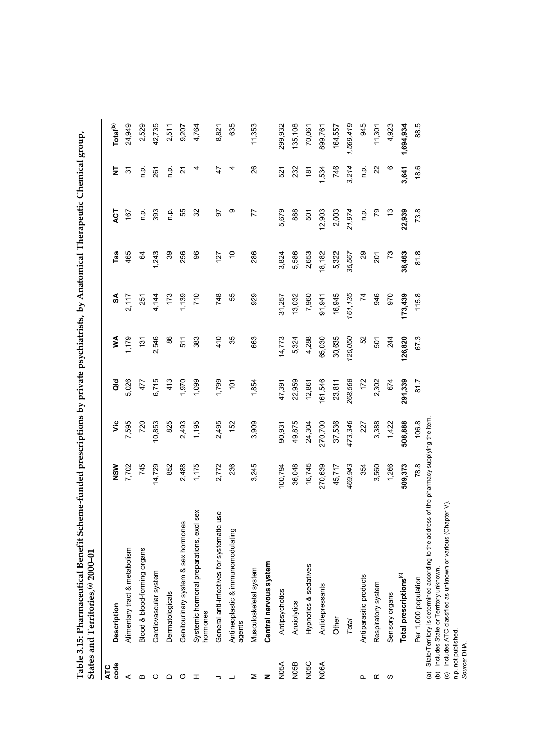**Table 3.15: Pharmaceutical Benefit Scheme-funded prescriptions by private psychiatrists, by Anatomical Therapeutic Chemical group, States and Territories,[(a)] 2000–01**

| ATC code | Description | NSW | Vic | Qld | WA | SA | Tas | ACT | NT | Total[(b)] |
|---|---|---|---|---|---|---|---|---|---|---|
| A | Alimentary tract & metabolism | 7,702 | 7,595 | 5,026 | 1,179 | 2,117 | 465 | 167 | 31 | 24,949 |
| B | Blood & blood-forming organs | 745 | 720 | 477 | 131 | 251 | 64 | n.p. | n.p. | 2,529 |
| C | Cardiovascular system | 14,729 | 10,853 | 6,715 | 2,546 | 4,144 | 1,243 | 393 | 261 | 42,735 |
| D | Dermatologicals | 852 | 825 | 413 | 86 | 173 | 39 | n.p. | n.p. | 2,511 |
| G | Genitourinary system & sex hormones | 2,488 | 2,493 | 1,970 | 511 | 1,139 | 256 | 55 | 21 | 9,207 |
| H | Systemic hormonal preparations, excl sex hormones | 1,175 | 1,195 | 1,099 | 383 | 710 | 96 | 32 | 4 | 4,764 |
| J | General anti-infectives for systematic use | 2,772 | 2,495 | 1,799 | 410 | 748 | 127 | 97 | 47 | 8,821 |
| L | Antineoplastic & immunomodulating agents | 236 | 152 | 101 | 35 | 55 | 10 | 9 | 4 | 635 |
| M | Musculoskeletal system | 3,245 | 3,909 | 1,854 | 663 | 929 | 286 | 77 | 26 | 11,353 |
| **N** | **Central nervous system** | | | | | | | | | |
| N05A | Antipsychotics | 100,794 | 90,931 | 47,391 | 14,773 | 31,257 | 3,824 | 5,679 | 521 | 299,932 |
| N05B | Anxiolytics | 36,048 | 49,875 | 22,959 | 5,324 | 13,032 | 5,586 | 888 | 232 | 135,108 |
| N05C | Hypnotics & sedatives | 16,745 | 24,304 | 12,861 | 4,288 | 7,960 | 2,653 | 501 | 181 | 70,061 |
| N06A | Antidepressants | 270,639 | 270,700 | 161,546 | 65,030 | 91,941 | 18,182 | 12,903 | 1,534 | 899,761 |
| | Other | 45,717 | 37,536 | 23,811 | 30,635 | 16,945 | 5,322 | 2,003 | 746 | 164,557 |
| | *Total* | *469,943* | *473,346* | *268,568* | *120,050* | *161,135* | *35,567* | *21,974* | *3,214* | *1,569,419* |
| P | Antiparasitic products | 354 | 227 | 172 | 52 | 74 | 29 | n.p. | n.p. | 945 |
| R | Respiratory system | 3,560 | 3,388 | 2,302 | 501 | 946 | 201 | 79 | 22 | 11,301 |
| S | Sensory organs | 1,266 | 1,422 | 674 | 244 | 970 | 73 | 13 | 6 | 4,923 |
| | **Total prescriptions[(c)]** | **509,373** | **508,888** | **291,339** | **126,820** | **173,439** | **38,463** | **22,939** | **3,641** | **1,694,934** |
| | Per 1,000 population | 78.8 | 106.8 | 81.7 | 67.3 | 115.8 | 81.8 | 73.8 | 18.6 | 88.5 |

(a) State/Territory is determined according to the address of the pharmacy supplying the item.
(b) Includes State or Territory unknown.
(c) Includes ATC classified as unknown or various (Chapter V).
n.p. not published.
*Source:* DHA.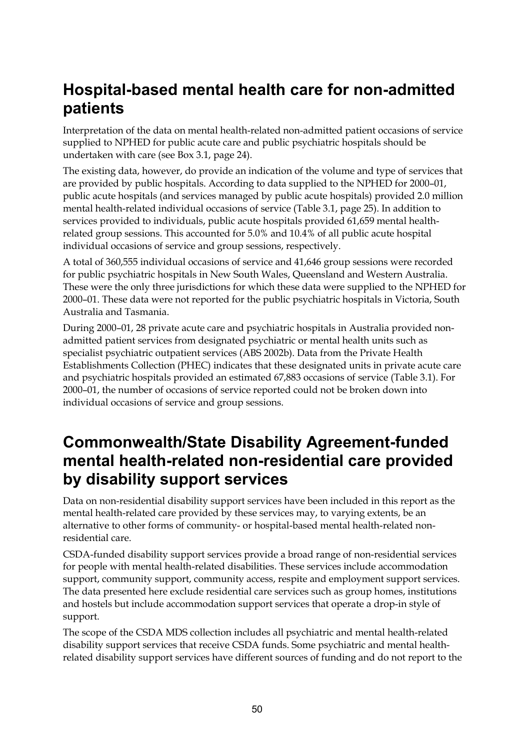## Hospital-based mental health care for non-admitted patients

Interpretation of the data on mental health-related non-admitted patient occasions of service supplied to NPHED for public acute care and public psychiatric hospitals should be undertaken with care (see Box 3.1, page 24).

The existing data, however, do provide an indication of the volume and type of services that are provided by public hospitals. According to data supplied to the NPHED for 2000–01, public acute hospitals (and services managed by public acute hospitals) provided 2.0 million mental health-related individual occasions of service (Table 3.1, page 25). In addition to services provided to individuals, public acute hospitals provided 61,659 mental health-related group sessions. This accounted for 5.0% and 10.4% of all public acute hospital individual occasions of service and group sessions, respectively.

A total of 360,555 individual occasions of service and 41,646 group sessions were recorded for public psychiatric hospitals in New South Wales, Queensland and Western Australia. These were the only three jurisdictions for which these data were supplied to the NPHED for 2000–01. These data were not reported for the public psychiatric hospitals in Victoria, South Australia and Tasmania.

During 2000–01, 28 private acute care and psychiatric hospitals in Australia provided non-admitted patient services from designated psychiatric or mental health units such as specialist psychiatric outpatient services (ABS 2002b). Data from the Private Health Establishments Collection (PHEC) indicates that these designated units in private acute care and psychiatric hospitals provided an estimated 67,883 occasions of service (Table 3.1). For 2000–01, the number of occasions of service reported could not be broken down into individual occasions of service and group sessions.

## Commonwealth/State Disability Agreement-funded mental health-related non-residential care provided by disability support services

Data on non-residential disability support services have been included in this report as the mental health-related care provided by these services may, to varying extents, be an alternative to other forms of community- or hospital-based mental health-related non-residential care.

CSDA-funded disability support services provide a broad range of non-residential services for people with mental health-related disabilities. These services include accommodation support, community support, community access, respite and employment support services. The data presented here exclude residential care services such as group homes, institutions and hostels but include accommodation support services that operate a drop-in style of support.

The scope of the CSDA MDS collection includes all psychiatric and mental health-related disability support services that receive CSDA funds. Some psychiatric and mental health-related disability support services have different sources of funding and do not report to the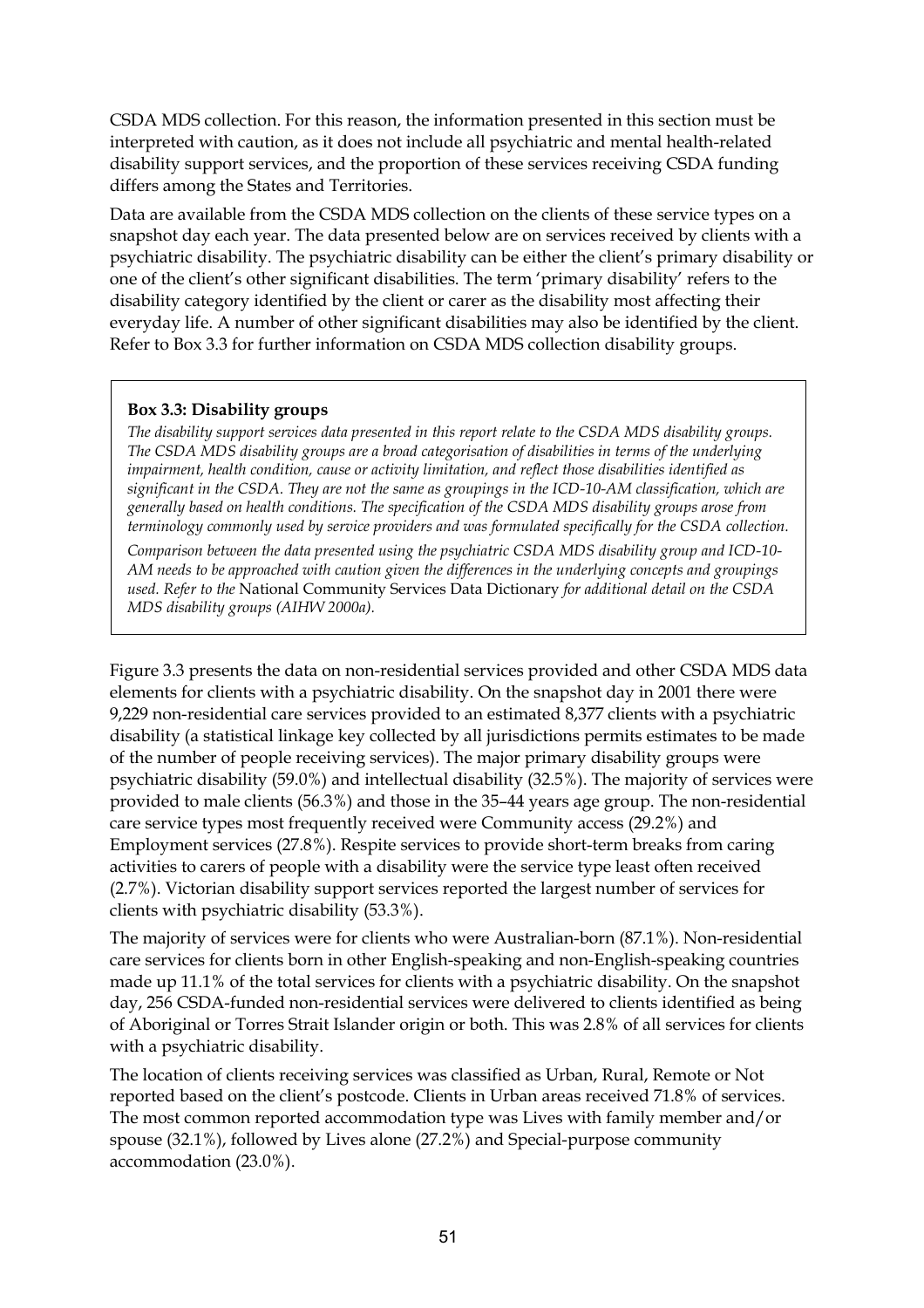CSDA MDS collection. For this reason, the information presented in this section must be interpreted with caution, as it does not include all psychiatric and mental health-related disability support services, and the proportion of these services receiving CSDA funding differs among the States and Territories.

Data are available from the CSDA MDS collection on the clients of these service types on a snapshot day each year. The data presented below are on services received by clients with a psychiatric disability. The psychiatric disability can be either the client's primary disability or one of the client's other significant disabilities. The term 'primary disability' refers to the disability category identified by the client or carer as the disability most affecting their everyday life. A number of other significant disabilities may also be identified by the client. Refer to Box 3.3 for further information on CSDA MDS collection disability groups.

> **Box 3.3: Disability groups**
>
> *The disability support services data presented in this report relate to the CSDA MDS disability groups. The CSDA MDS disability groups are a broad categorisation of disabilities in terms of the underlying impairment, health condition, cause or activity limitation, and reflect those disabilities identified as significant in the CSDA. They are not the same as groupings in the ICD-10-AM classification, which are generally based on health conditions. The specification of the CSDA MDS disability groups arose from terminology commonly used by service providers and was formulated specifically for the CSDA collection.*
>
> *Comparison between the data presented using the psychiatric CSDA MDS disability group and ICD-10-AM needs to be approached with caution given the differences in the underlying concepts and groupings used. Refer to the* National Community Services Data Dictionary *for additional detail on the CSDA MDS disability groups (AIHW 2000a).*

Figure 3.3 presents the data on non-residential services provided and other CSDA MDS data elements for clients with a psychiatric disability. On the snapshot day in 2001 there were 9,229 non-residential care services provided to an estimated 8,377 clients with a psychiatric disability (a statistical linkage key collected by all jurisdictions permits estimates to be made of the number of people receiving services). The major primary disability groups were psychiatric disability (59.0%) and intellectual disability (32.5%). The majority of services were provided to male clients (56.3%) and those in the 35–44 years age group. The non-residential care service types most frequently received were Community access (29.2%) and Employment services (27.8%). Respite services to provide short-term breaks from caring activities to carers of people with a disability were the service type least often received (2.7%). Victorian disability support services reported the largest number of services for clients with psychiatric disability (53.3%).

The majority of services were for clients who were Australian-born (87.1%). Non-residential care services for clients born in other English-speaking and non-English-speaking countries made up 11.1% of the total services for clients with a psychiatric disability. On the snapshot day, 256 CSDA-funded non-residential services were delivered to clients identified as being of Aboriginal or Torres Strait Islander origin or both. This was 2.8% of all services for clients with a psychiatric disability.

The location of clients receiving services was classified as Urban, Rural, Remote or Not reported based on the client's postcode. Clients in Urban areas received 71.8% of services. The most common reported accommodation type was Lives with family member and/or spouse (32.1%), followed by Lives alone (27.2%) and Special-purpose community accommodation (23.0%).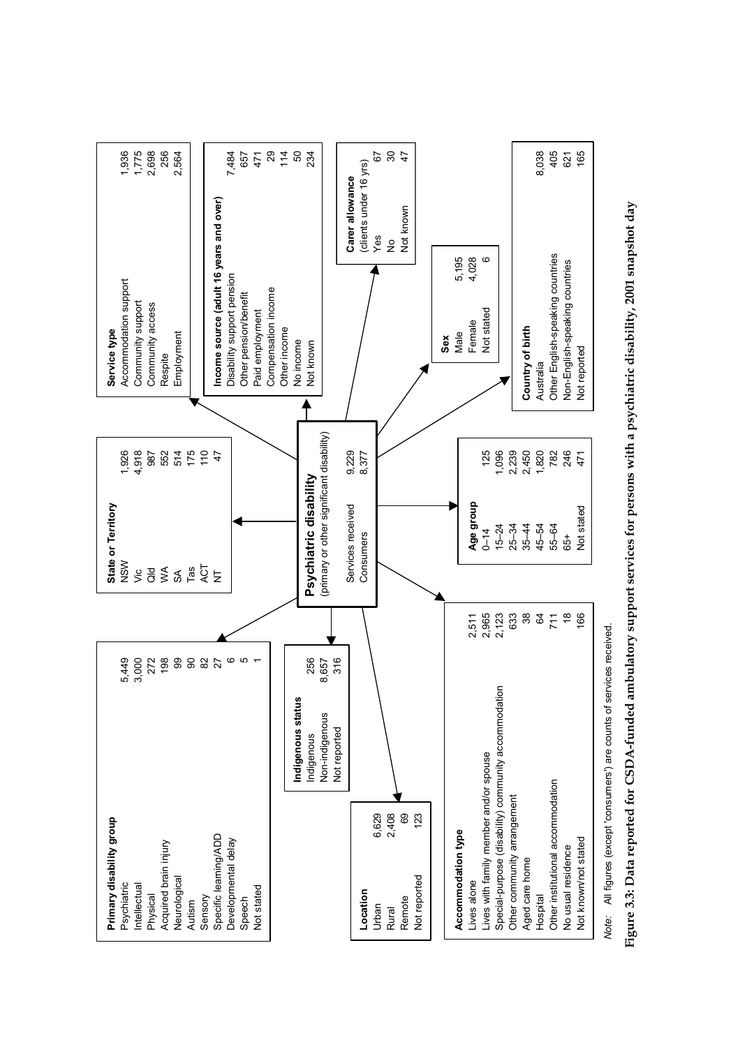**Psychiatric disability**
(primary or other significant disability)

| | |
|---|---|
| Services received | 9,229 |
| Consumers | 8,377 |

**Primary disability group**

| | |
|---|---|
| Psychiatric | 5,449 |
| Intellectual | 3,000 |
| Physical | 272 |
| Acquired brain injury | 198 |
| Neurological | 99 |
| Autism | 90 |
| Sensory | 82 |
| Specific learning/ADD | 27 |
| Developmental delay | 6 |
| Speech | 5 |
| Not stated | 1 |

**State or Territory**

| | |
|---|---|
| NSW | 1,926 |
| Vic | 4,918 |
| Qld | 987 |
| WA | 552 |
| SA | 514 |
| Tas | 175 |
| ACT | 110 |
| NT | 47 |

**Service type**

| | |
|---|---|
| Accommodation support | 1,936 |
| Community support | 1,775 |
| Community access | 2,698 |
| Respite | 256 |
| Employment | 2,564 |

**Income source (adult 16 years and over)**

| | |
|---|---|
| Disability support pension | 7,484 |
| Other pension/benefit | 657 |
| Paid employment | 471 |
| Compensation income | 29 |
| Other income | 114 |
| No income | 50 |
| Not known | 234 |

**Carer allowance**
(clients under 16 yrs)

| | |
|---|---|
| Yes | 67 |
| No | 30 |
| Not known | 47 |

**Sex**

| | |
|---|---|
| Male | 5,195 |
| Female | 4,028 |
| Not stated | 6 |

**Country of birth**

| | |
|---|---|
| Australia | 8,038 |
| Other English-speaking countries | 405 |
| Non-English-speaking countries | 621 |
| Not reported | 165 |

**Age group**

| | |
|---|---|
| 0–14 | 125 |
| 15–24 | 1,096 |
| 25–34 | 2,239 |
| 35–44 | 2,450 |
| 45–54 | 1,820 |
| 55–64 | 782 |
| 65+ | 246 |
| Not stated | 471 |

**Accommodation type**

| | |
|---|---|
| Lives alone | 2,511 |
| Lives with family member and/or spouse | 2,965 |
| Special-purpose (disability) community accommodation | 2,123 |
| Other community arrangement | 633 |
| Aged care home | 38 |
| Hospital | 64 |
| Other institutional accommodation | 711 |
| No usual residence | 18 |
| Not known/not stated | 166 |

**Location**

| | |
|---|---|
| Urban | 6,629 |
| Rural | 2,408 |
| Remote | 69 |
| Not reported | 123 |

**Indigenous status**

| | |
|---|---|
| Indigenous | 256 |
| Non-indigenous | 8,657 |
| Not reported | 316 |

*Note:* All figures (except 'consumers') are counts of services received.

**Figure 3.3: Data reported for CSDA-funded ambulatory support services for persons with a psychiatric disability, 2001 snapshot day**